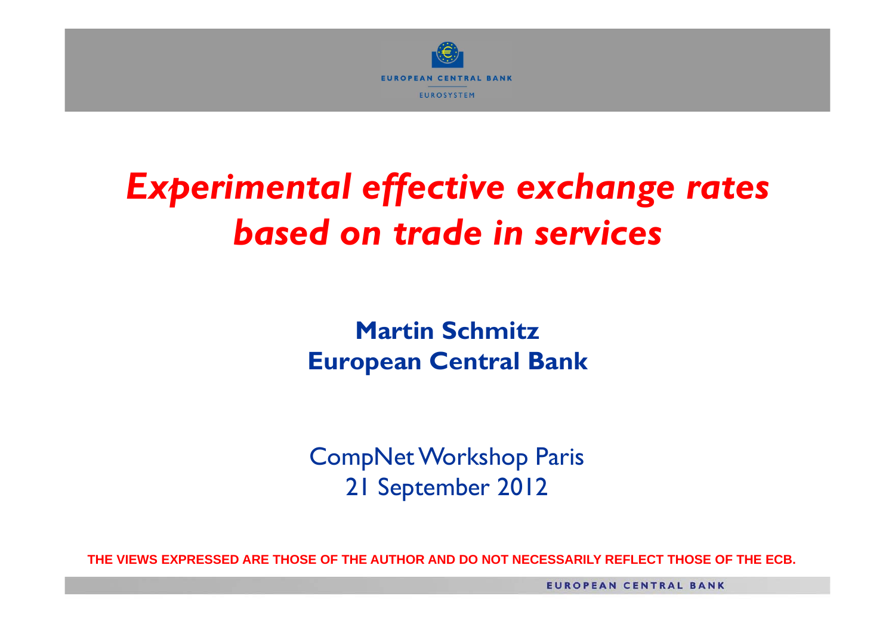# *Experimental effective exchange rates based on trade in services*

**Martin Schmitz**
**European Central Bank**

CompNet Workshop Paris
21 September 2012

**THE VIEWS EXPRESSED ARE THOSE OF THE AUTHOR AND DO NOT NECESSARILY REFLECT THOSE OF THE ECB.**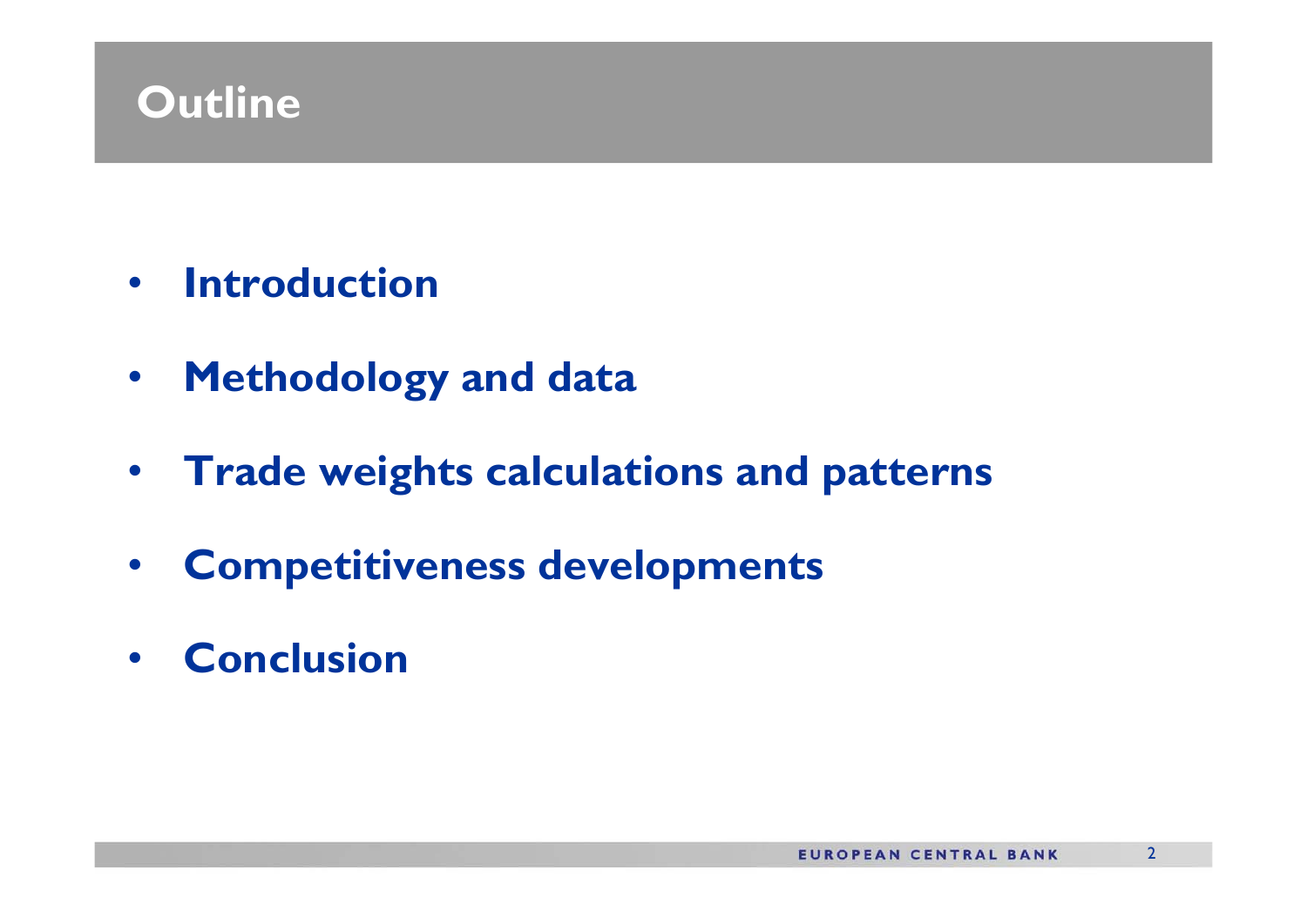# Outline

- **Introduction**
- **Methodology and data**
- **Trade weights calculations and patterns**
- **Competitiveness developments**
- **Conclusion**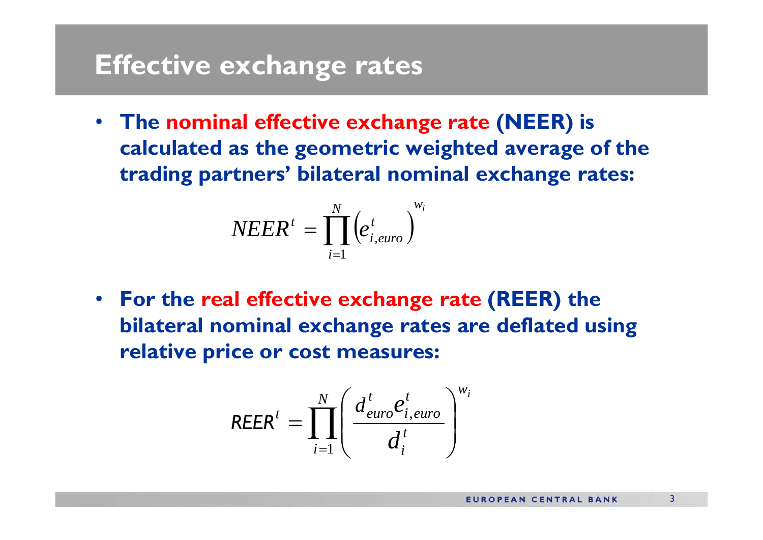# Effective exchange rates

- **The nominal effective exchange rate (NEER) is calculated as the geometric weighted average of the trading partners' bilateral nominal exchange rates:**

$$NEER^t = \prod_{i=1}^{N} \left( e_{i,euro}^t \right)^{w_i}$$

- **For the real effective exchange rate (REER) the bilateral nominal exchange rates are deflated using relative price or cost measures:**

$$REER^t = \prod_{i=1}^{N} \left( \frac{d_{euro}^t e_{i,euro}^t}{d_i^t} \right)^{w_i}$$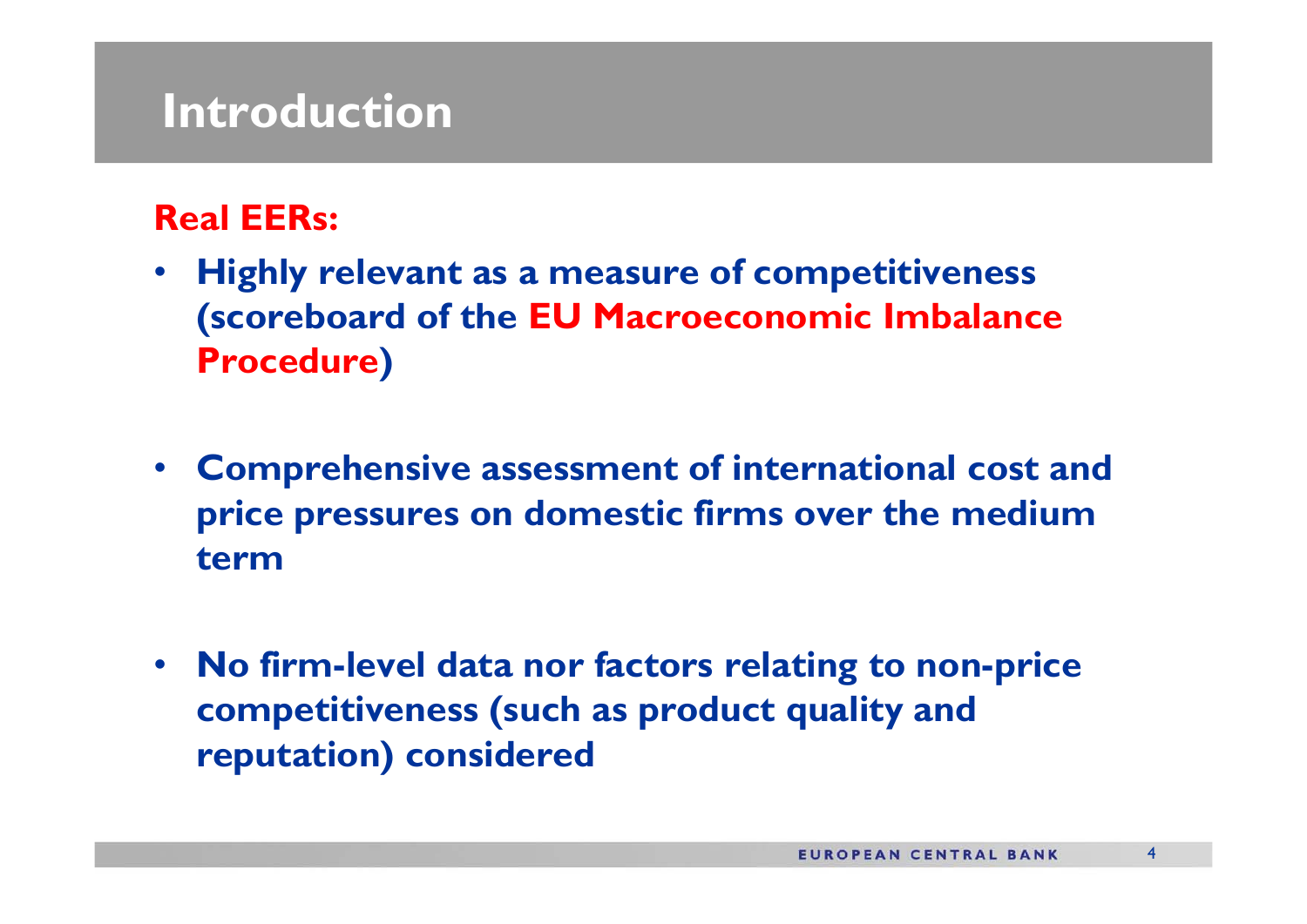# Introduction

**Real EERs:**

- **Highly relevant as a measure of competitiveness (scoreboard of the EU Macroeconomic Imbalance Procedure)**
- **Comprehensive assessment of international cost and price pressures on domestic firms over the medium term**
- **No firm-level data nor factors relating to non-price competitiveness (such as product quality and reputation) considered**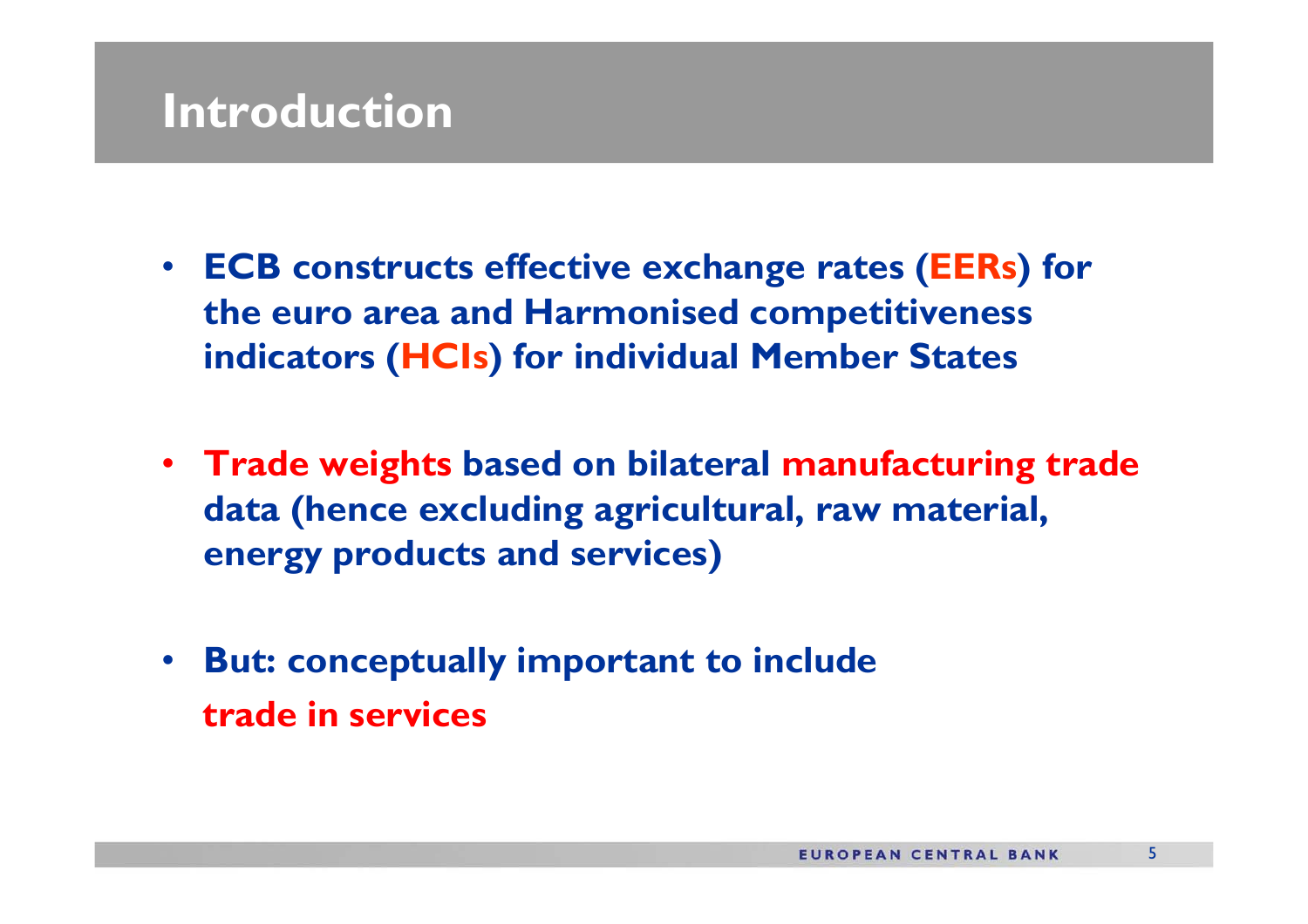# Introduction

- **ECB constructs effective exchange rates (EERs) for the euro area and Harmonised competitiveness indicators (HCIs) for individual Member States**
- **Trade weights based on bilateral manufacturing trade data (hence excluding agricultural, raw material, energy products and services)**
- **But: conceptually important to include trade in services**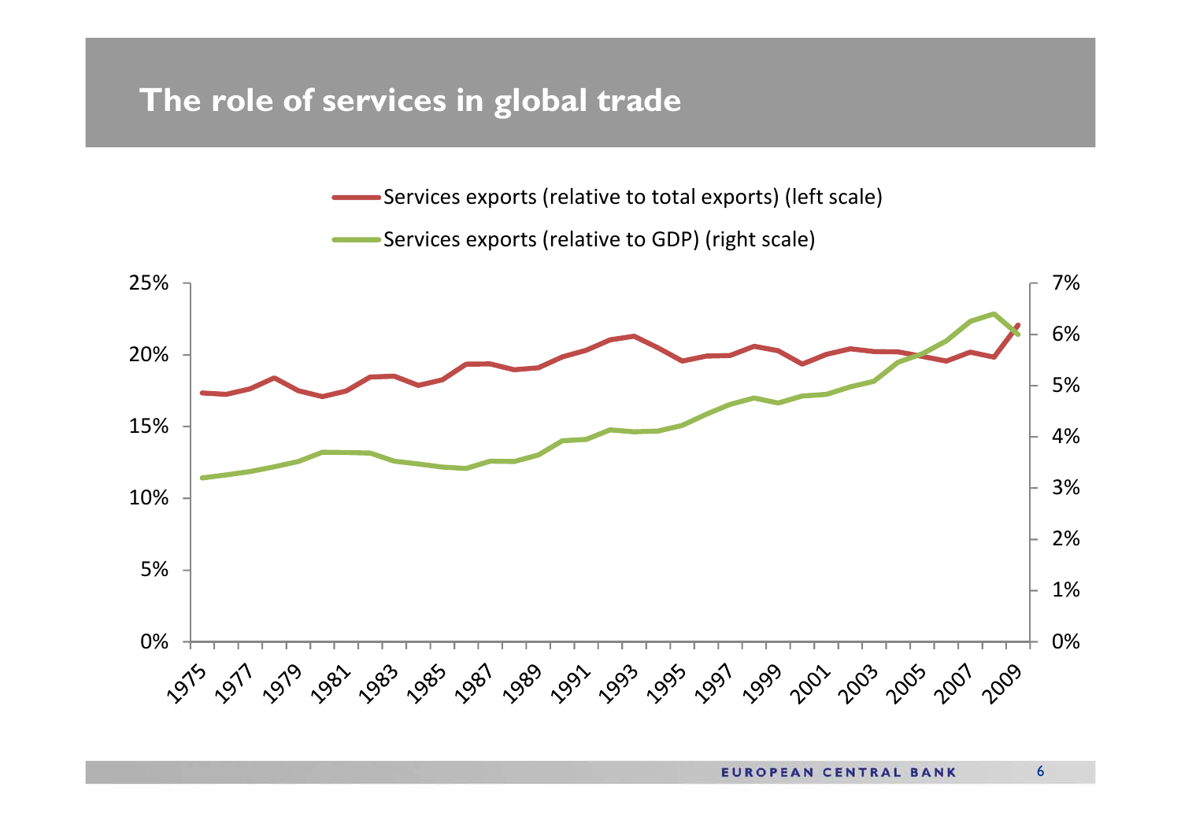# The role of services in global trade

Services exports (relative to total exports) (left scale)

Services exports (relative to GDP) (right scale)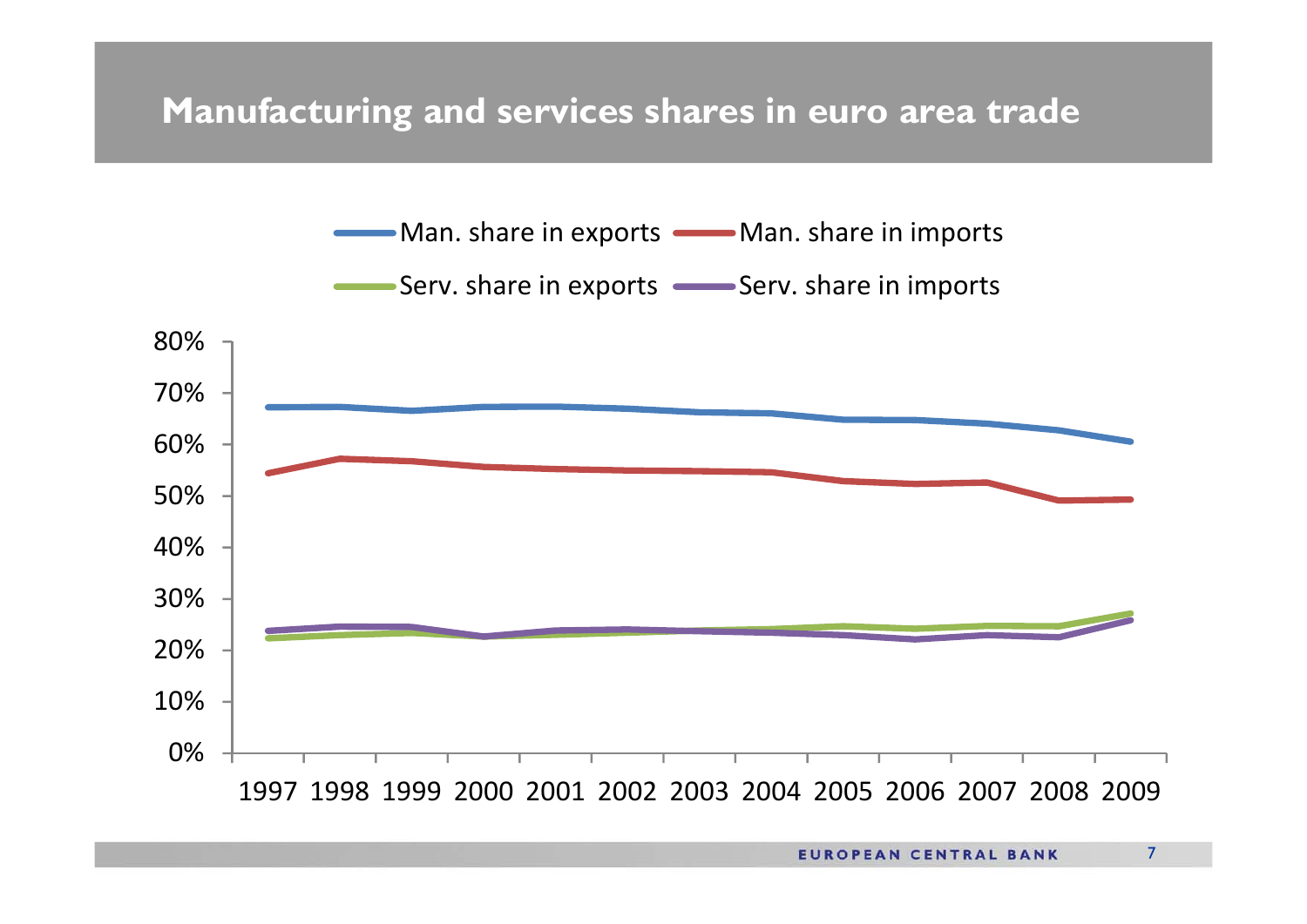# Manufacturing and services shares in euro area trade

Man. share in exports — Man. share in imports — Serv. share in exports — Serv. share in imports

80%
70%
60%
50%
40%
30%
20%
10%
0%

1997 1998 1999 2000 2001 2002 2003 2004 2005 2006 2007 2008 2009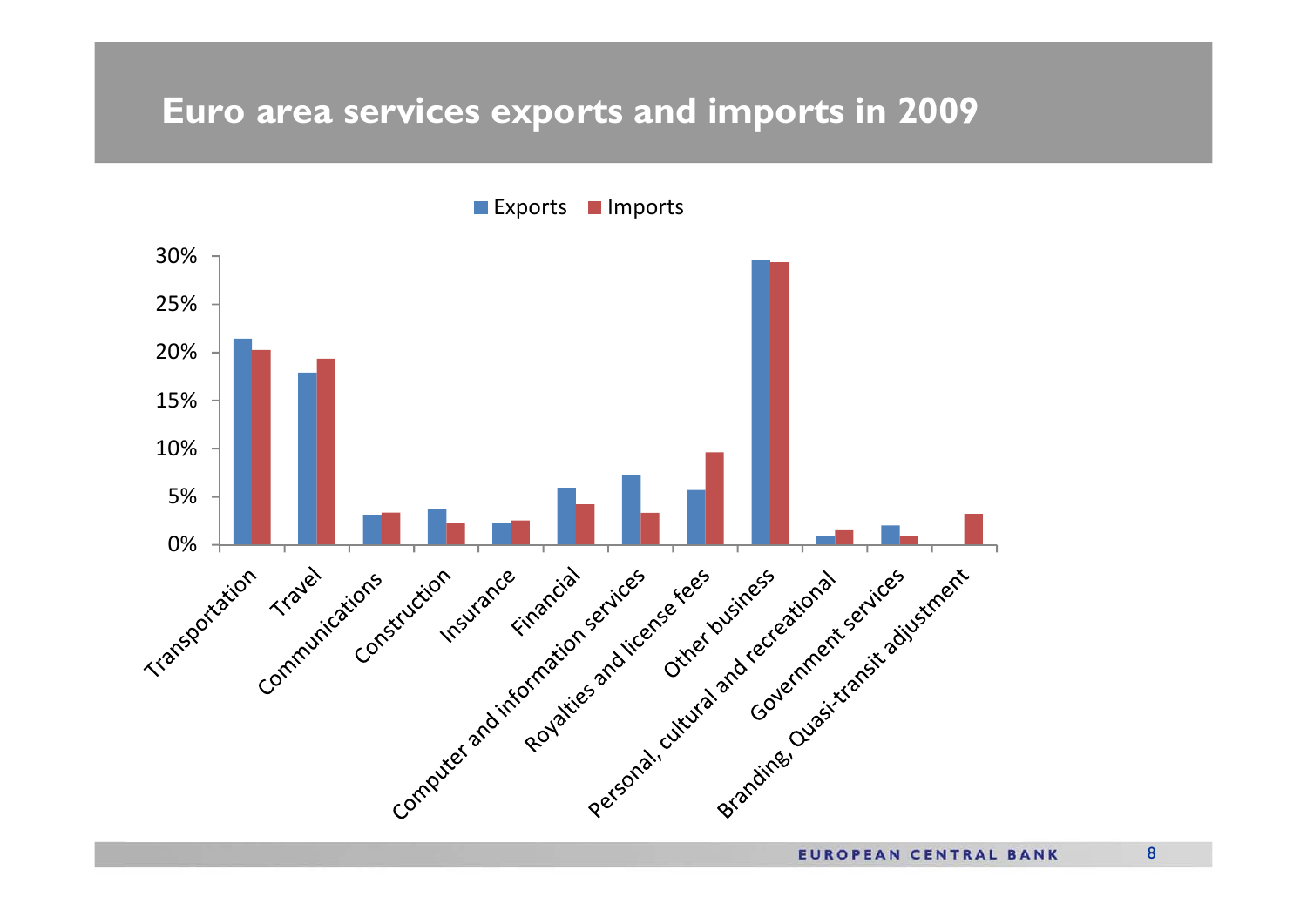# Euro area services exports and imports in 2009

Exports | Imports

30%
25%
20%
15%
10%
5%
0%

Transportation, Travel, Communications, Construction, Insurance, Financial, Computer and information services, Royalties and license fees, Other business, Personal, cultural and recreational, Government services, Branding, Quasi-transit adjustment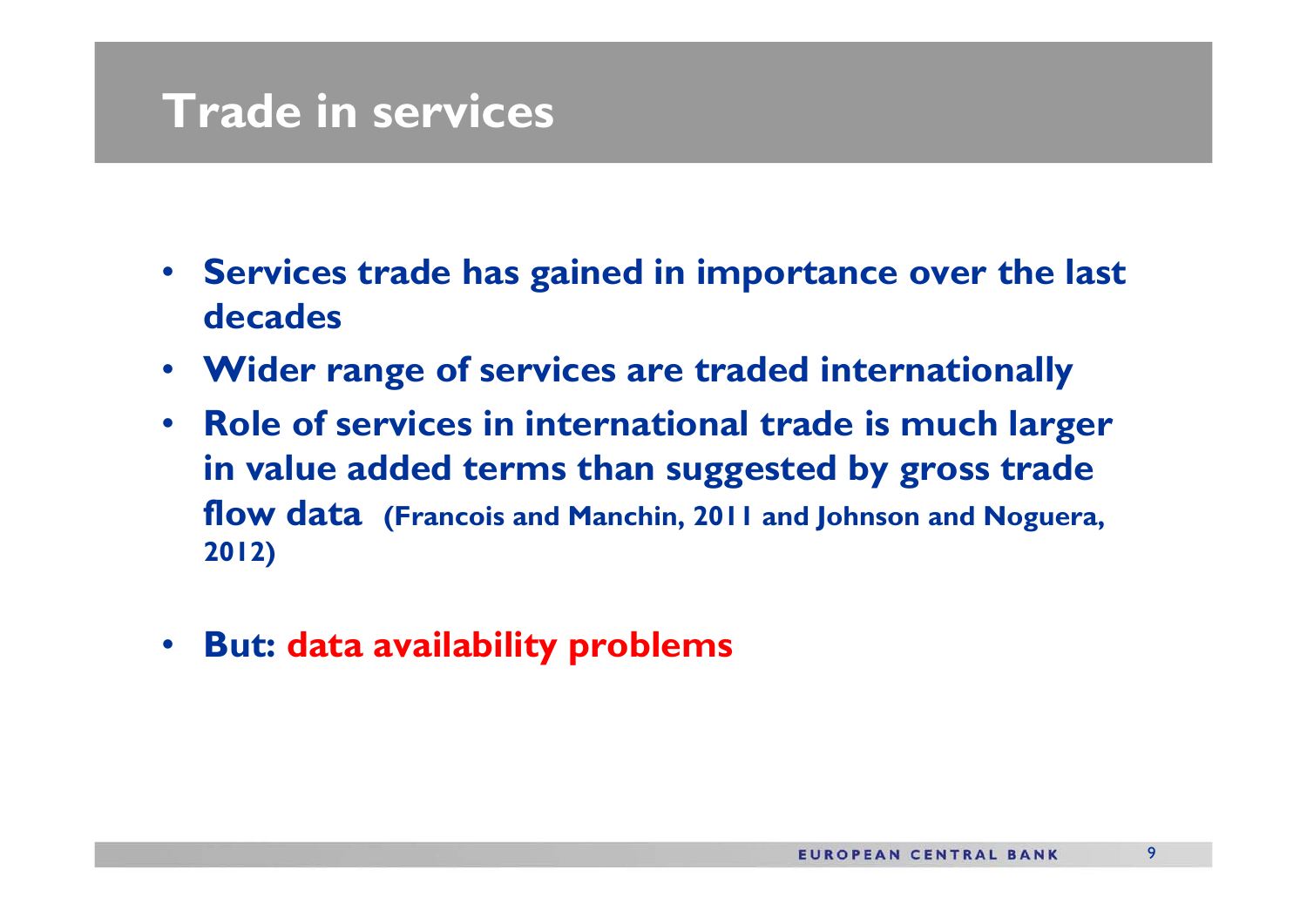# Trade in services

- **Services trade has gained in importance over the last decades**
- **Wider range of services are traded internationally**
- **Role of services in international trade is much larger in value added terms than suggested by gross trade flow data (Francois and Manchin, 2011 and Johnson and Noguera, 2012)**
- **But: data availability problems**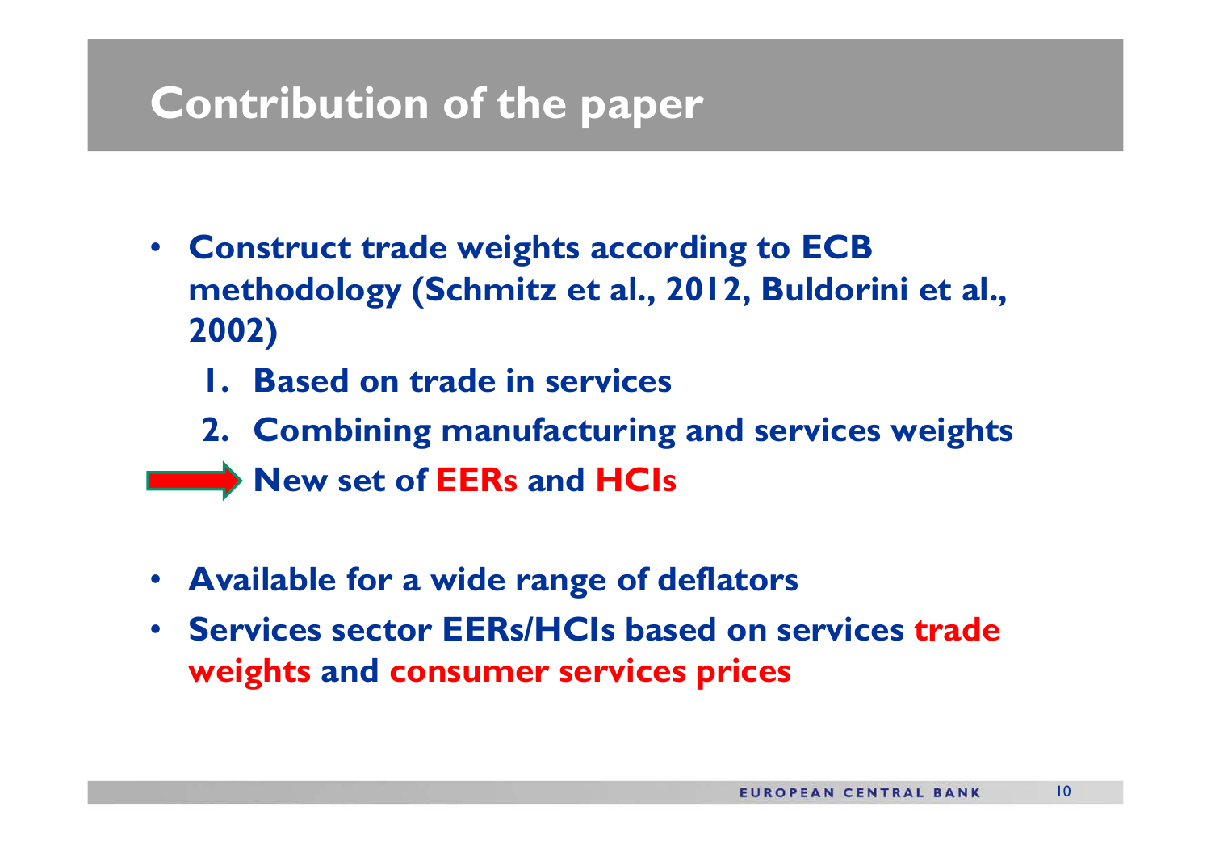# Contribution of the paper

- **Construct trade weights according to ECB methodology (Schmitz et al., 2012, Buldorini et al., 2002)**
  1. **Based on trade in services**
  2. **Combining manufacturing and services weights**

  → **New set of EERs and HCIs**

- **Available for a wide range of deflators**
- **Services sector EERs/HCIs based on services trade weights and consumer services prices**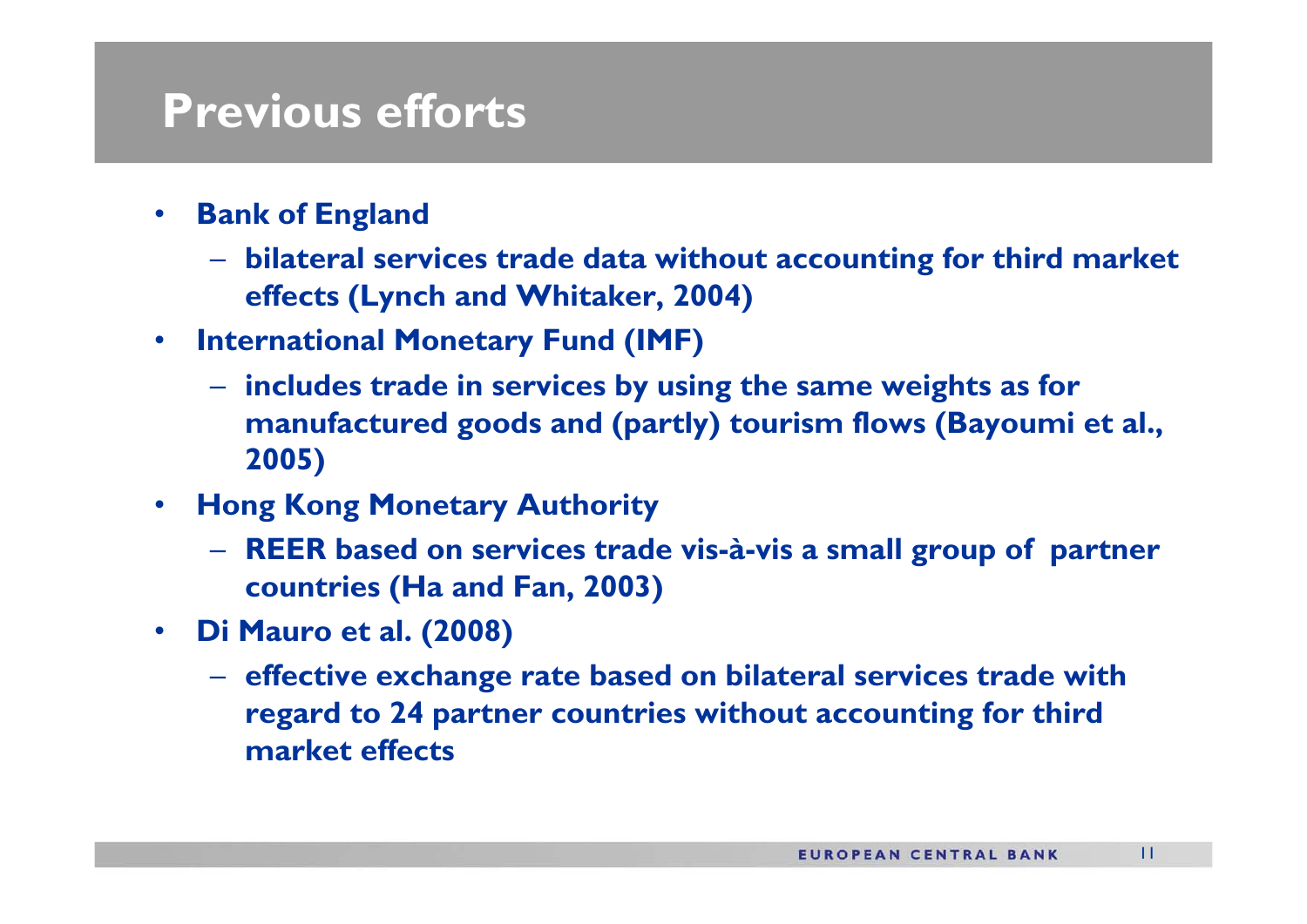# Previous efforts

- **Bank of England**
  - **bilateral services trade data without accounting for third market effects (Lynch and Whitaker, 2004)**
- **International Monetary Fund (IMF)**
  - **includes trade in services by using the same weights as for manufactured goods and (partly) tourism flows (Bayoumi et al., 2005)**
- **Hong Kong Monetary Authority**
  - **REER based on services trade vis-à-vis a small group of partner countries (Ha and Fan, 2003)**
- **Di Mauro et al. (2008)**
  - **effective exchange rate based on bilateral services trade with regard to 24 partner countries without accounting for third market effects**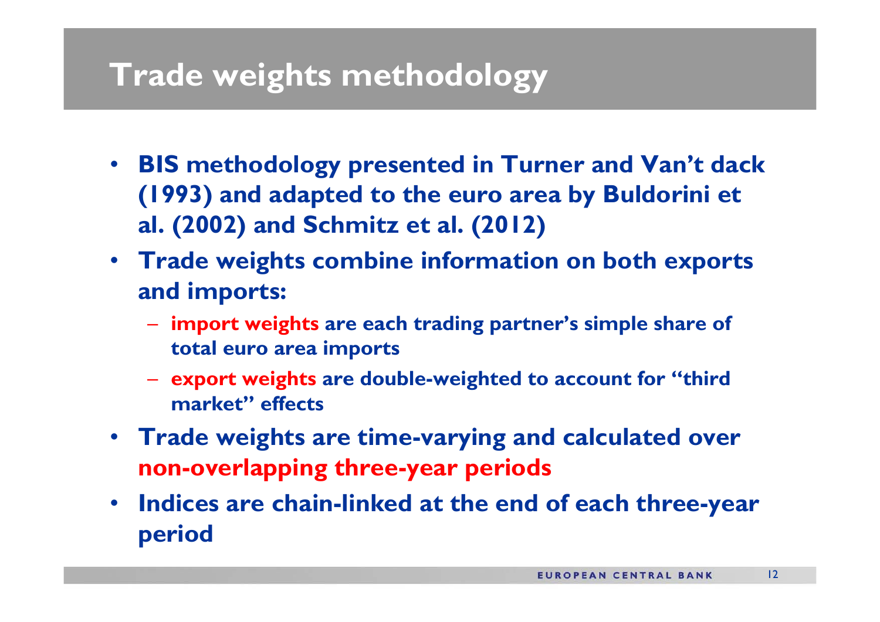# Trade weights methodology

- **BIS methodology presented in Turner and Van't dack (1993) and adapted to the euro area by Buldorini et al. (2002) and Schmitz et al. (2012)**
- **Trade weights combine information on both exports and imports:**
  - **import weights are each trading partner's simple share of total euro area imports**
  - **export weights are double-weighted to account for "third market" effects**
- **Trade weights are time-varying and calculated over non-overlapping three-year periods**
- **Indices are chain-linked at the end of each three-year period**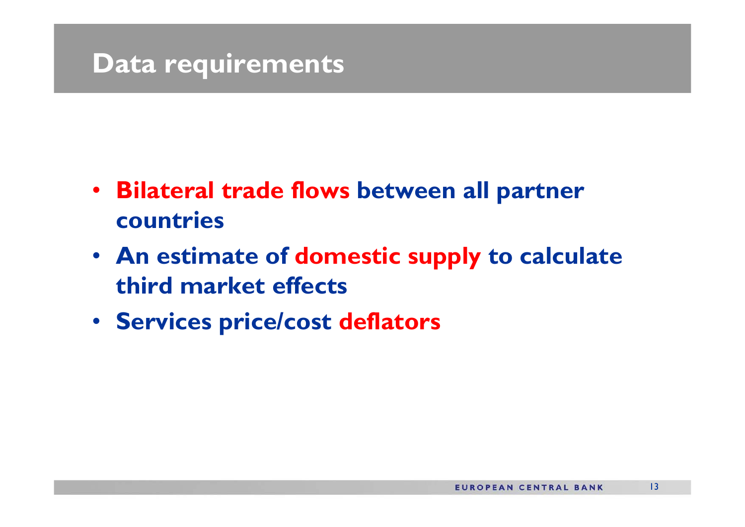# Data requirements

- **Bilateral trade flows between all partner countries**
- **An estimate of domestic supply to calculate third market effects**
- **Services price/cost deflators**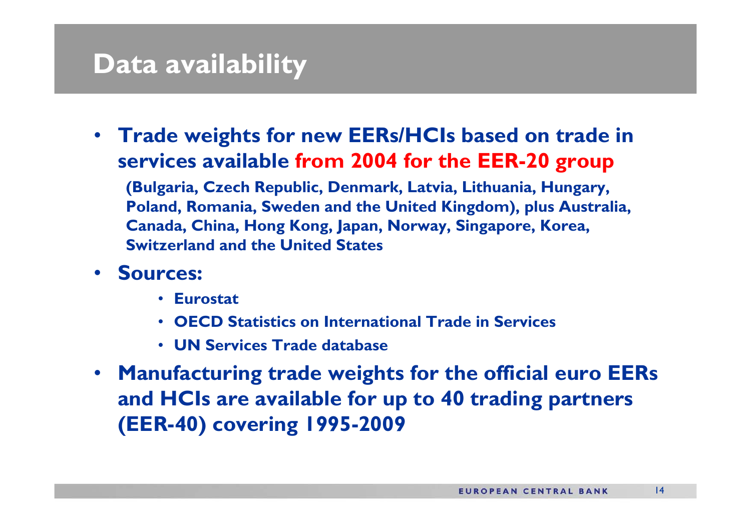# Data availability

- **Trade weights for new EERs/HCIs based on trade in services available from 2004 for the EER-20 group**

  **(Bulgaria, Czech Republic, Denmark, Latvia, Lithuania, Hungary, Poland, Romania, Sweden and the United Kingdom), plus Australia, Canada, China, Hong Kong, Japan, Norway, Singapore, Korea, Switzerland and the United States**

- **Sources:**
  - **Eurostat**
  - **OECD Statistics on International Trade in Services**
  - **UN Services Trade database**

- **Manufacturing trade weights for the official euro EERs and HCIs are available for up to 40 trading partners (EER-40) covering 1995-2009**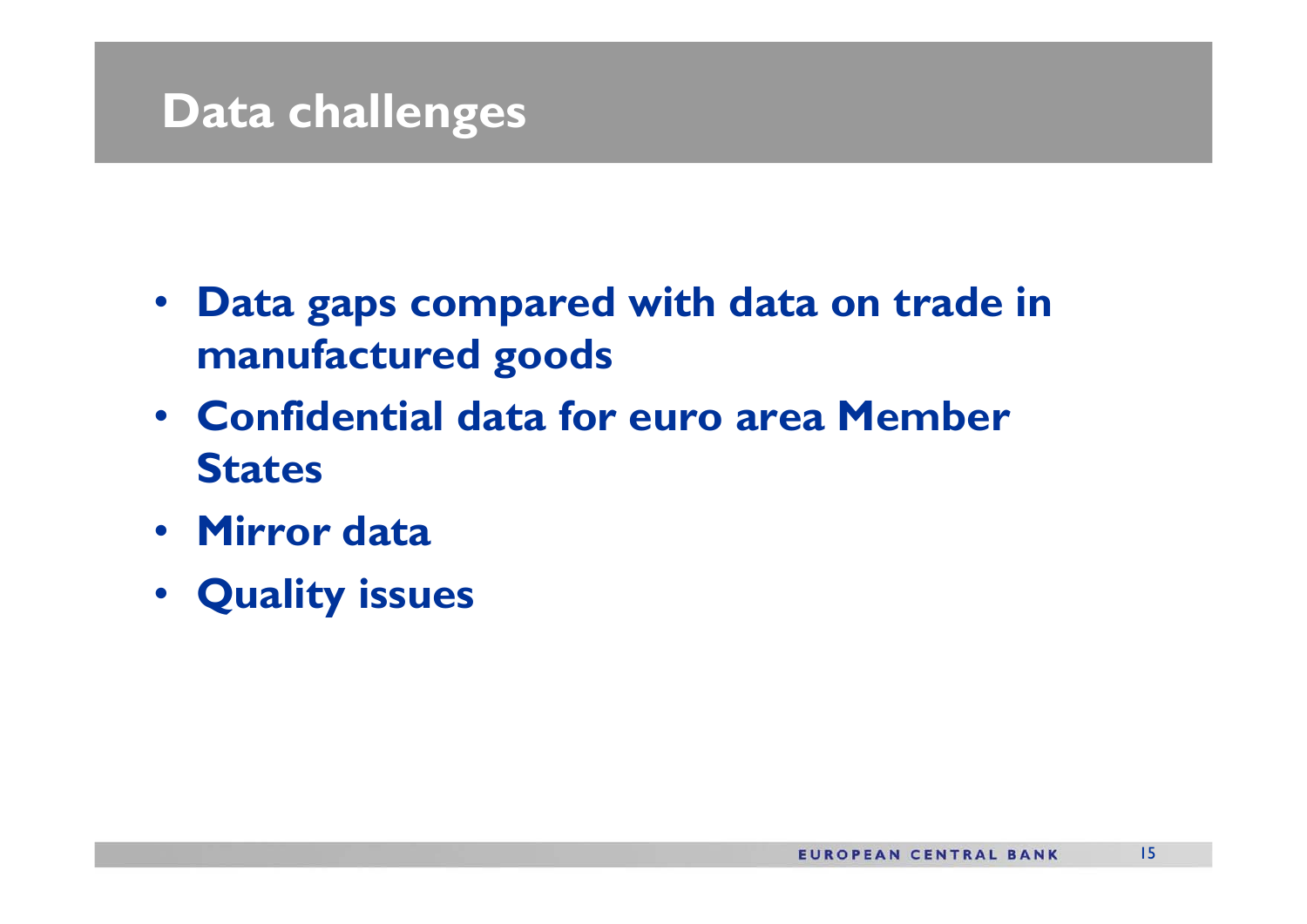# Data challenges

- **Data gaps compared with data on trade in manufactured goods**
- **Confidential data for euro area Member States**
- **Mirror data**
- **Quality issues**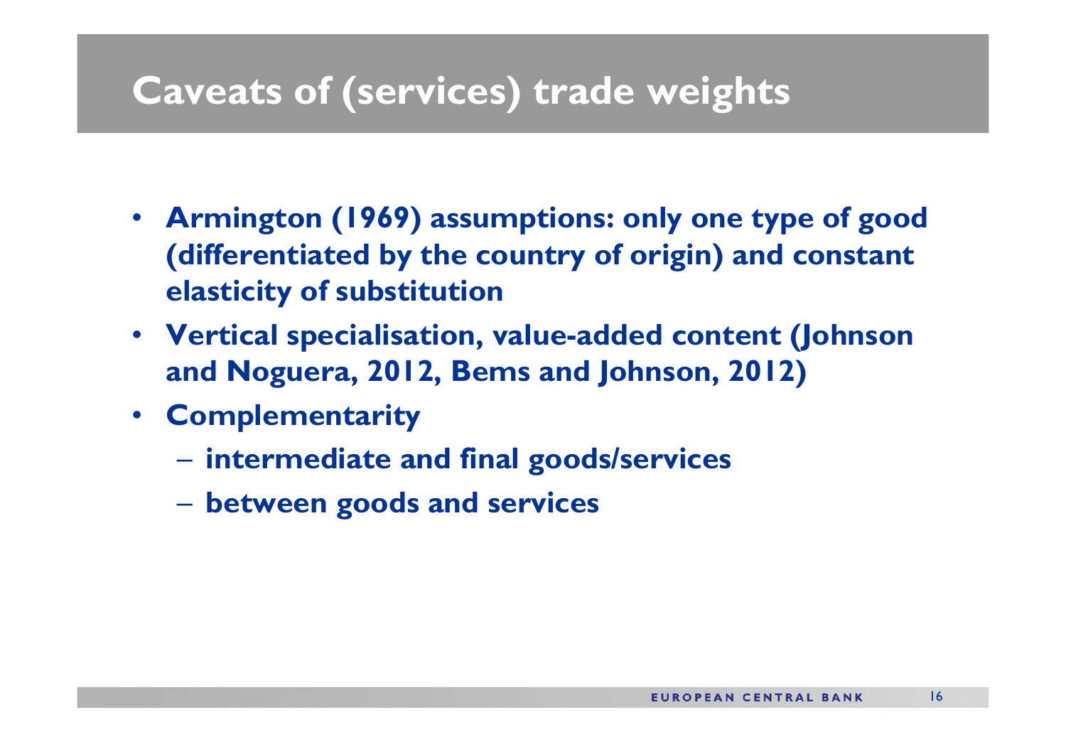# Caveats of (services) trade weights

- **Armington (1969) assumptions: only one type of good (differentiated by the country of origin) and constant elasticity of substitution**
- **Vertical specialisation, value-added content (Johnson and Noguera, 2012, Bems and Johnson, 2012)**
- **Complementarity**
  - **intermediate and final goods/services**
  - **between goods and services**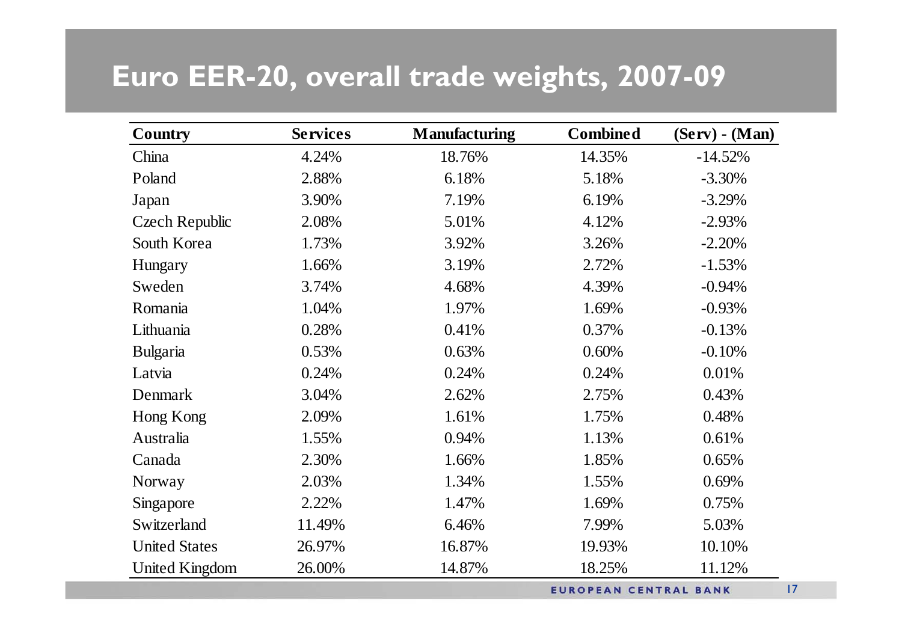# Euro EER-20, overall trade weights, 2007-09

| Country | Services | Manufacturing | Combined | (Serv) - (Man) |
|---|---|---|---|---|
| China | 4.24% | 18.76% | 14.35% | -14.52% |
| Poland | 2.88% | 6.18% | 5.18% | -3.30% |
| Japan | 3.90% | 7.19% | 6.19% | -3.29% |
| Czech Republic | 2.08% | 5.01% | 4.12% | -2.93% |
| South Korea | 1.73% | 3.92% | 3.26% | -2.20% |
| Hungary | 1.66% | 3.19% | 2.72% | -1.53% |
| Sweden | 3.74% | 4.68% | 4.39% | -0.94% |
| Romania | 1.04% | 1.97% | 1.69% | -0.93% |
| Lithuania | 0.28% | 0.41% | 0.37% | -0.13% |
| Bulgaria | 0.53% | 0.63% | 0.60% | -0.10% |
| Latvia | 0.24% | 0.24% | 0.24% | 0.01% |
| Denmark | 3.04% | 2.62% | 2.75% | 0.43% |
| Hong Kong | 2.09% | 1.61% | 1.75% | 0.48% |
| Australia | 1.55% | 0.94% | 1.13% | 0.61% |
| Canada | 2.30% | 1.66% | 1.85% | 0.65% |
| Norway | 2.03% | 1.34% | 1.55% | 0.69% |
| Singapore | 2.22% | 1.47% | 1.69% | 0.75% |
| Switzerland | 11.49% | 6.46% | 7.99% | 5.03% |
| United States | 26.97% | 16.87% | 19.93% | 10.10% |
| United Kingdom | 26.00% | 14.87% | 18.25% | 11.12% |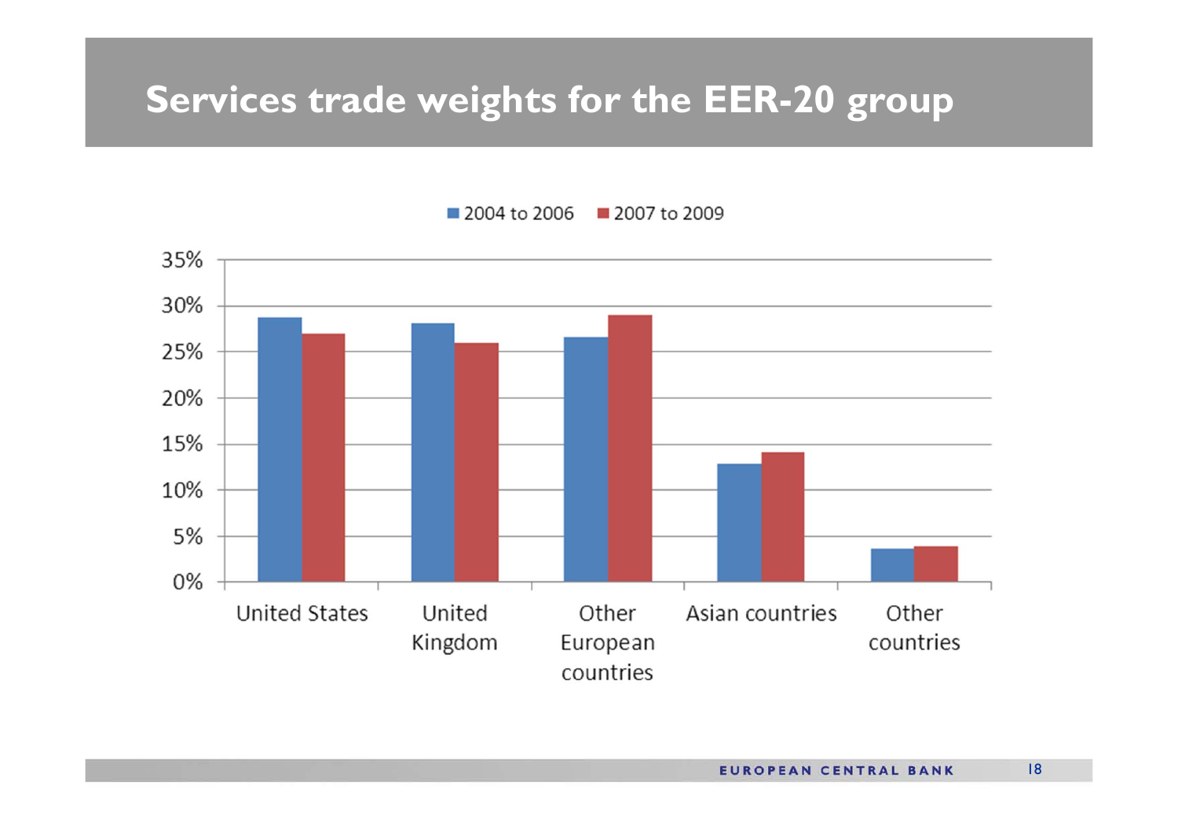# Services trade weights for the EER-20 group

2004 to 2006 | 2007 to 2009

35%
30%
25%
20%
15%
10%
5%
0%

United States | United Kingdom | Other European countries | Asian countries | Other countries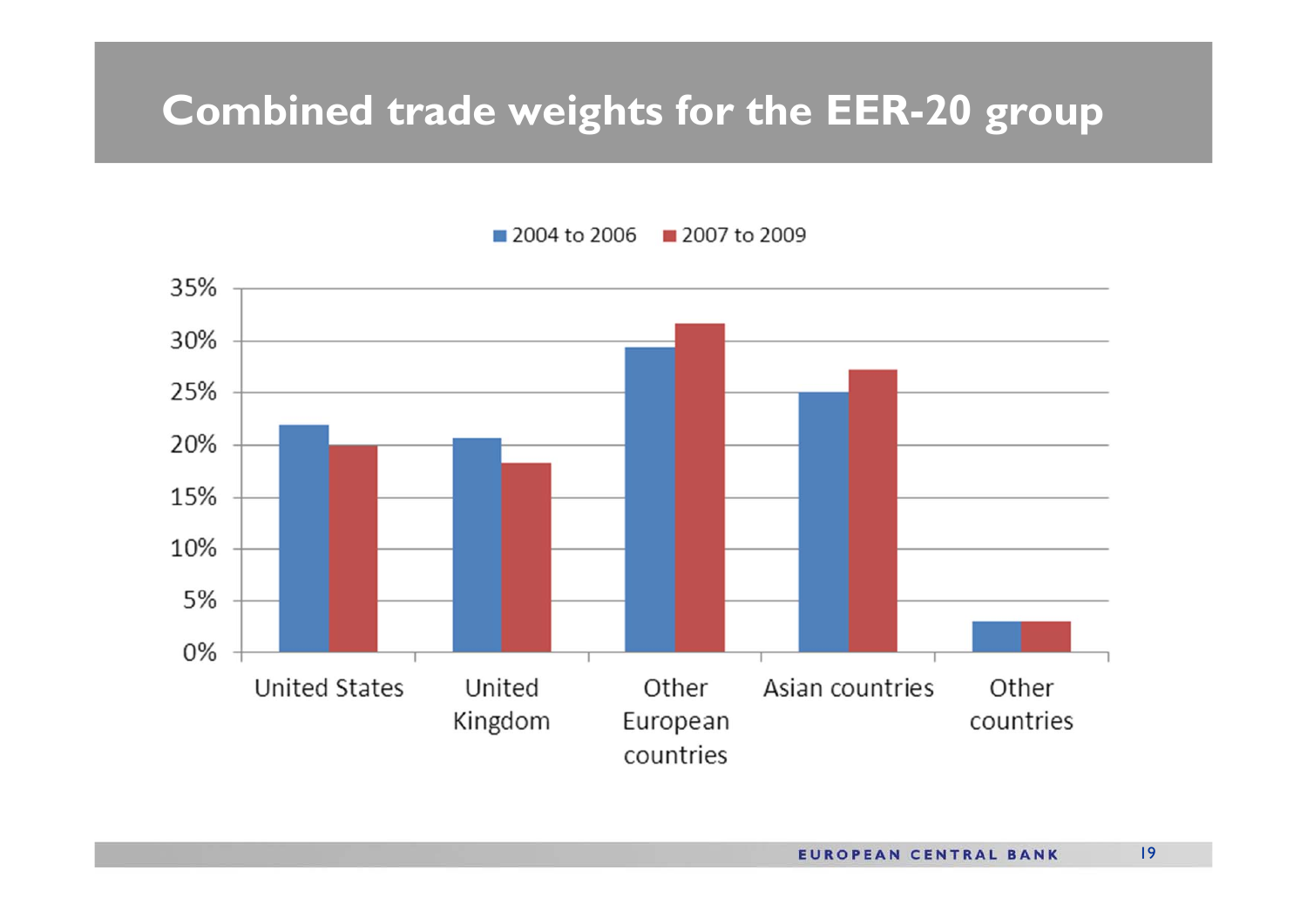# Combined trade weights for the EER-20 group

2004 to 2006 | 2007 to 2009

35%
30%
25%
20%
15%
10%
5%
0%

United States | United Kingdom | Other European countries | Asian countries | Other countries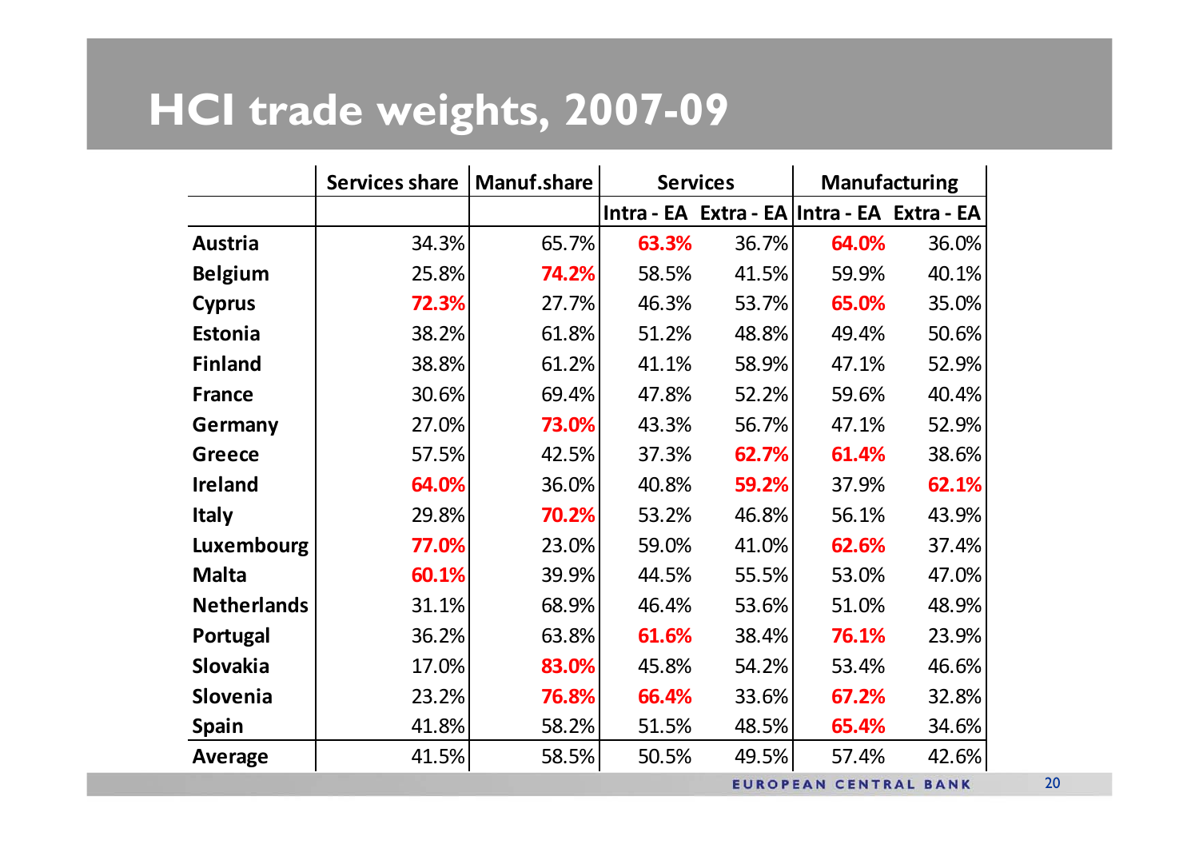# HCI trade weights, 2007-09

| | Services share | Manuf.share | Services | | Manufacturing | |
|---|---|---|---|---|---|---|
| | | | Intra - EA | Extra - EA | Intra - EA | Extra - EA |
| **Austria** | 34.3% | 65.7% | **63.3%** | 36.7% | **64.0%** | 36.0% |
| **Belgium** | 25.8% | **74.2%** | 58.5% | 41.5% | 59.9% | 40.1% |
| **Cyprus** | **72.3%** | 27.7% | 46.3% | 53.7% | **65.0%** | 35.0% |
| **Estonia** | 38.2% | 61.8% | 51.2% | 48.8% | 49.4% | 50.6% |
| **Finland** | 38.8% | 61.2% | 41.1% | 58.9% | 47.1% | 52.9% |
| **France** | 30.6% | 69.4% | 47.8% | 52.2% | 59.6% | 40.4% |
| **Germany** | 27.0% | **73.0%** | 43.3% | 56.7% | 47.1% | 52.9% |
| **Greece** | 57.5% | 42.5% | 37.3% | **62.7%** | **61.4%** | 38.6% |
| **Ireland** | **64.0%** | 36.0% | 40.8% | **59.2%** | 37.9% | **62.1%** |
| **Italy** | 29.8% | **70.2%** | 53.2% | 46.8% | 56.1% | 43.9% |
| **Luxembourg** | **77.0%** | 23.0% | 59.0% | 41.0% | **62.6%** | 37.4% |
| **Malta** | **60.1%** | 39.9% | 44.5% | 55.5% | 53.0% | 47.0% |
| **Netherlands** | 31.1% | 68.9% | 46.4% | 53.6% | 51.0% | 48.9% |
| **Portugal** | 36.2% | 63.8% | **61.6%** | 38.4% | **76.1%** | 23.9% |
| **Slovakia** | 17.0% | **83.0%** | 45.8% | 54.2% | 53.4% | 46.6% |
| **Slovenia** | 23.2% | **76.8%** | **66.4%** | 33.6% | **67.2%** | 32.8% |
| **Spain** | 41.8% | 58.2% | 51.5% | 48.5% | **65.4%** | 34.6% |
| **Average** | 41.5% | 58.5% | 50.5% | 49.5% | 57.4% | 42.6% |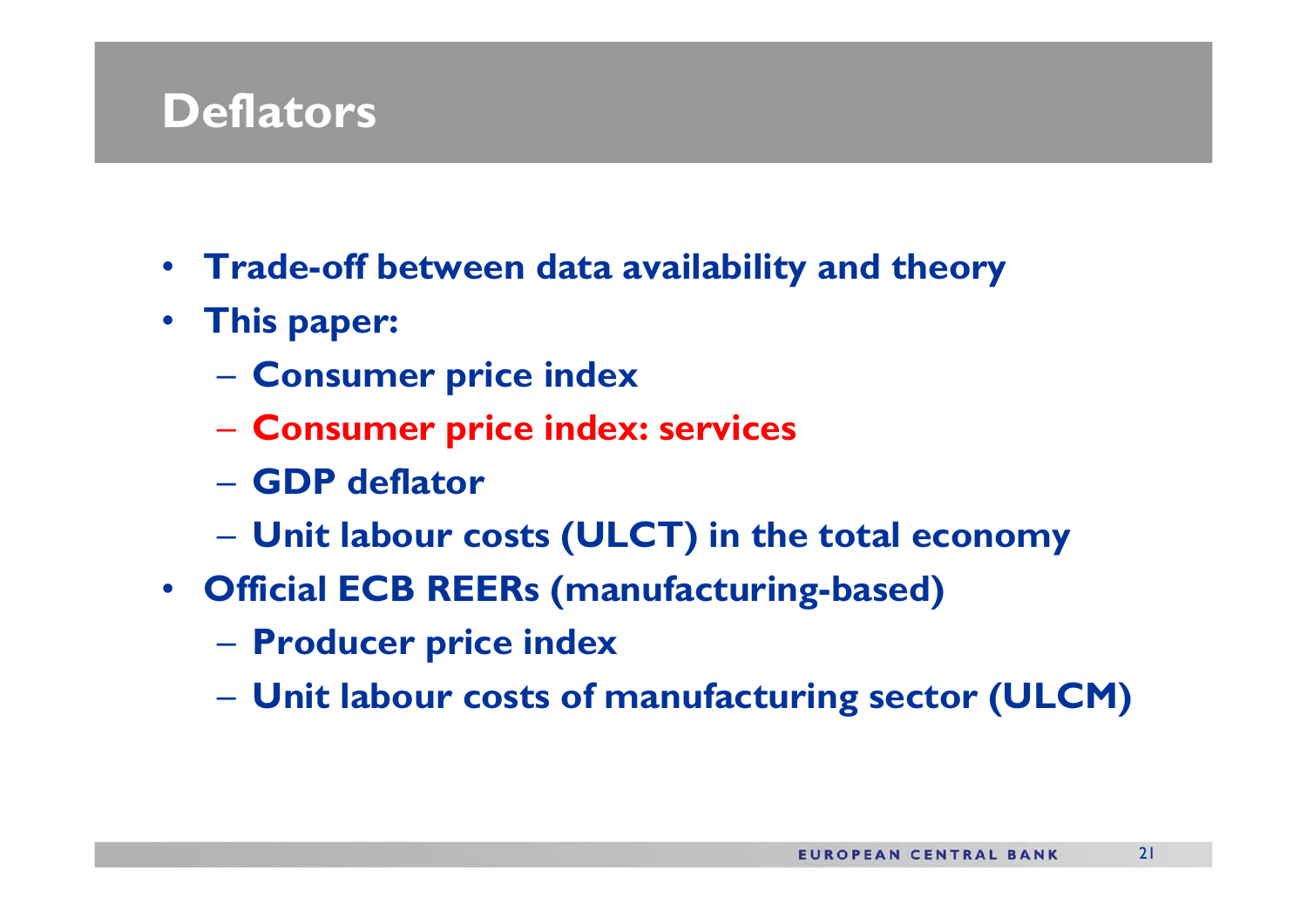# Deflators

- **Trade-off between data availability and theory**
- **This paper:**
  - **Consumer price index**
  - **Consumer price index: services**
  - **GDP deflator**
  - **Unit labour costs (ULCT) in the total economy**
- **Official ECB REERs (manufacturing-based)**
  - **Producer price index**
  - **Unit labour costs of manufacturing sector (ULCM)**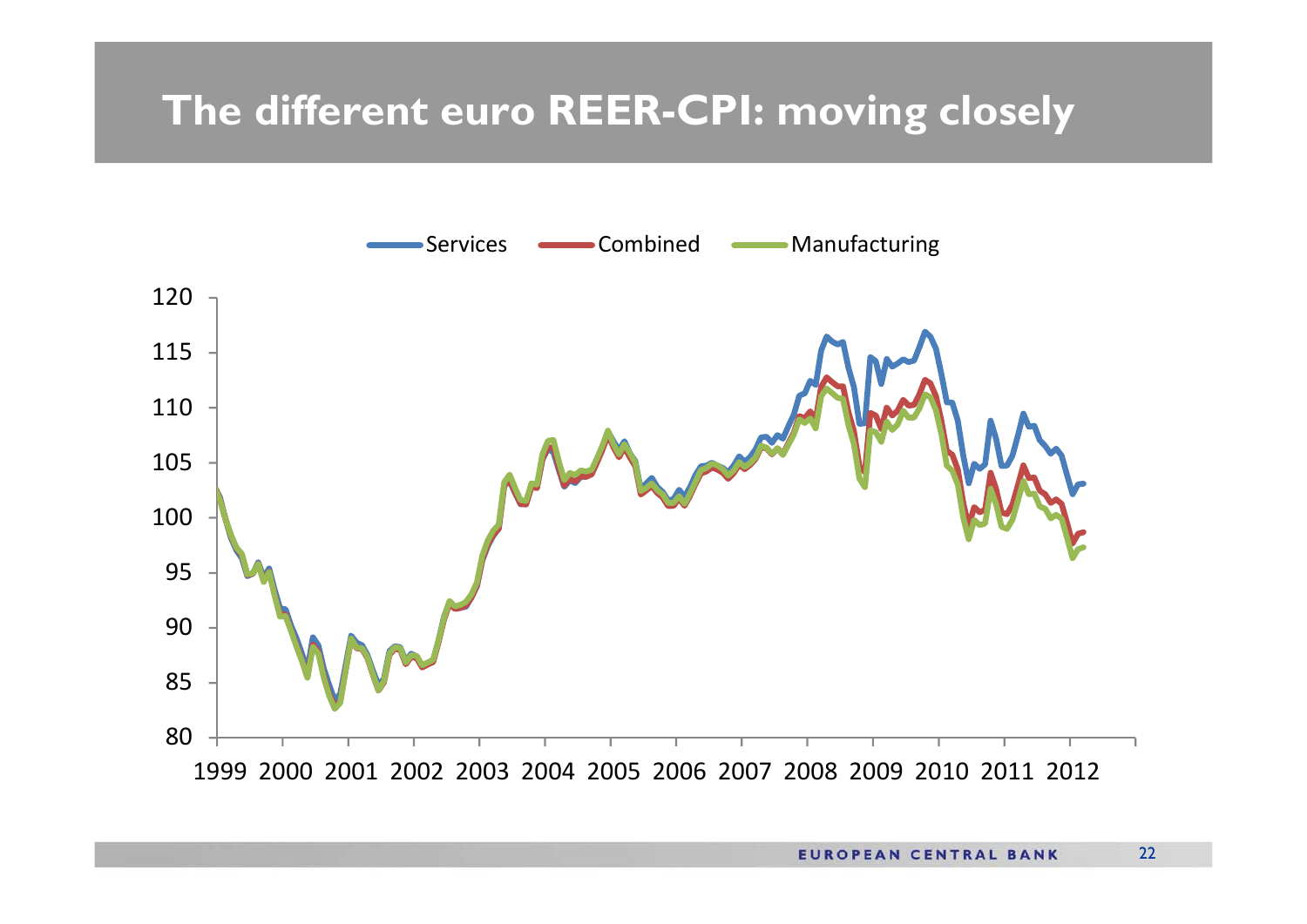# The different euro REER-CPI: moving closely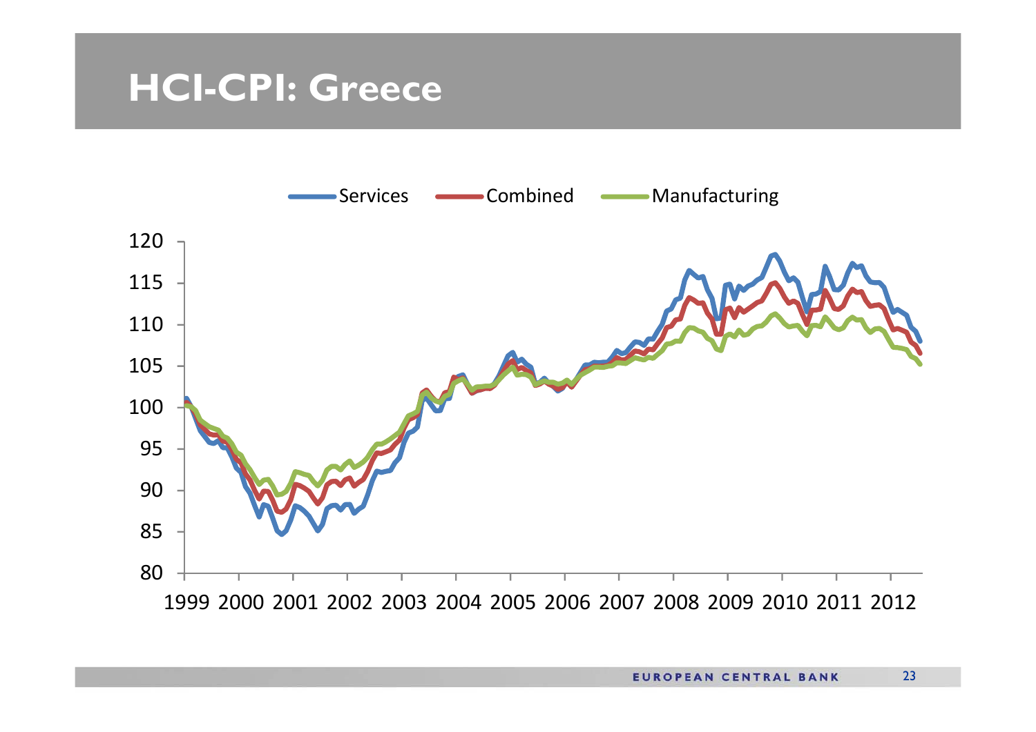# HCI-CPI: Greece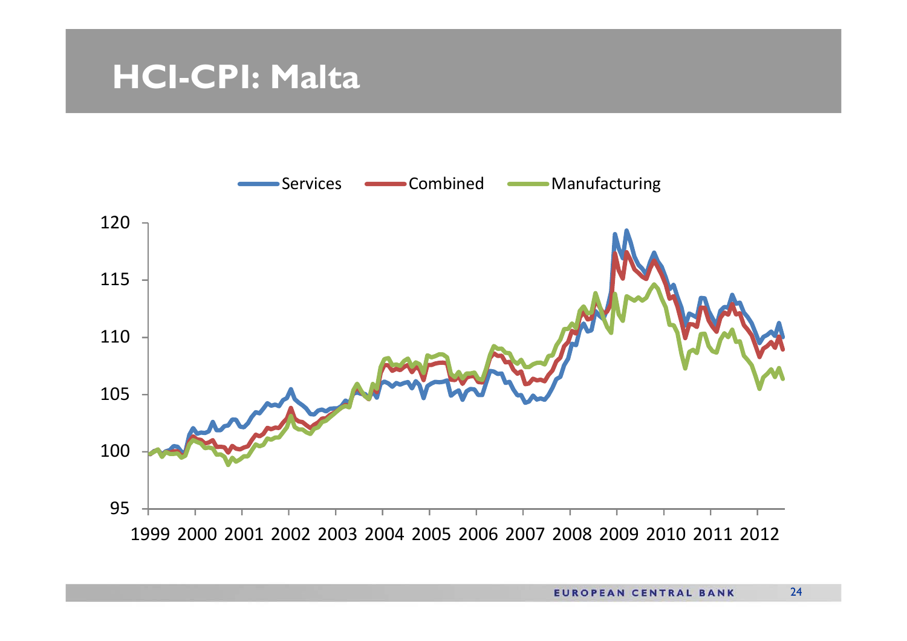# HCI-CPI: Malta

Services   Combined   Manufacturing

120
115
110
105
100
95

1999 2000 2001 2002 2003 2004 2005 2006 2007 2008 2009 2010 2011 2012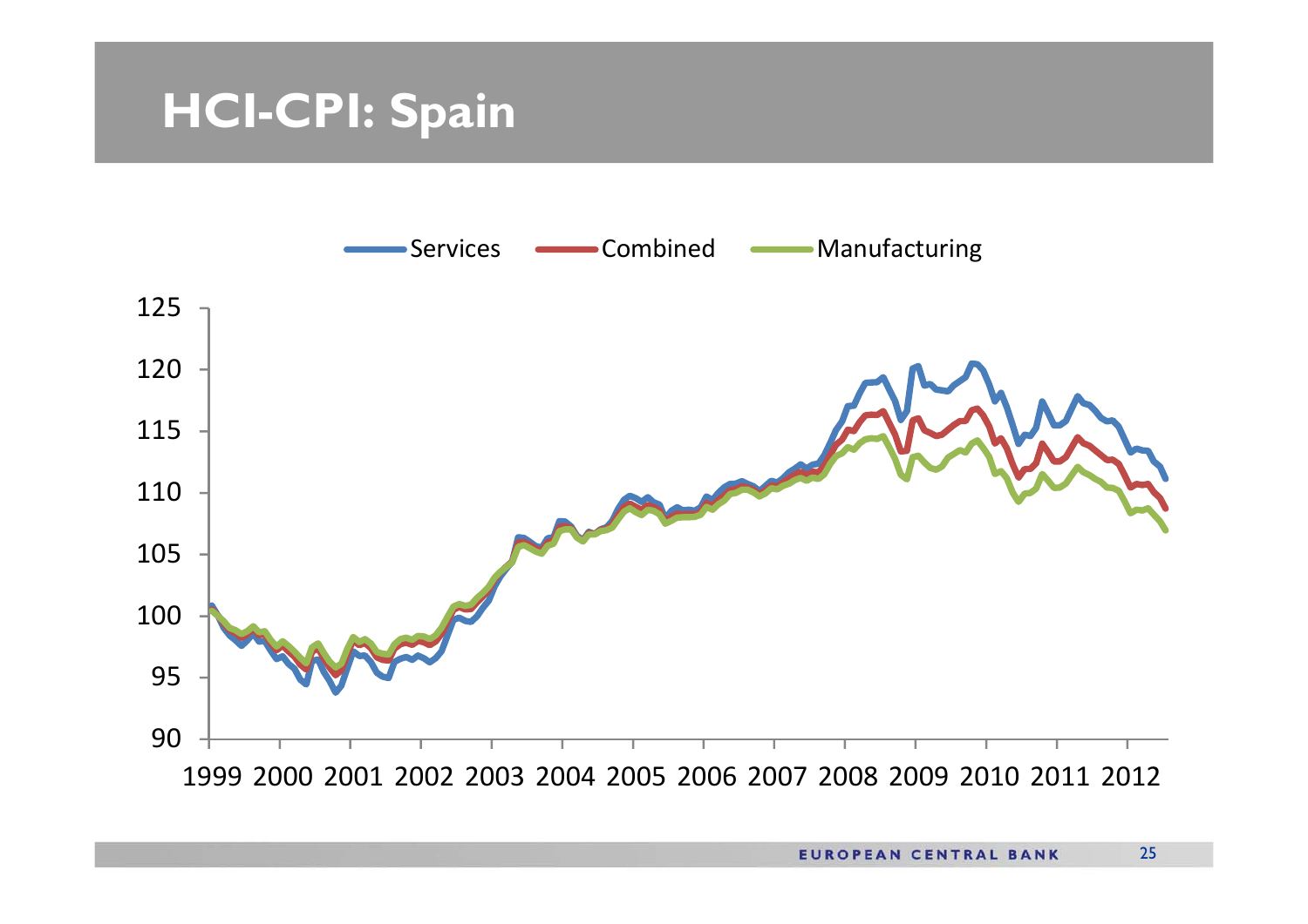# HCI-CPI: Spain

Services | Combined | Manufacturing

125
120
115
110
105
100
95
90

1999 2000 2001 2002 2003 2004 2005 2006 2007 2008 2009 2010 2011 2012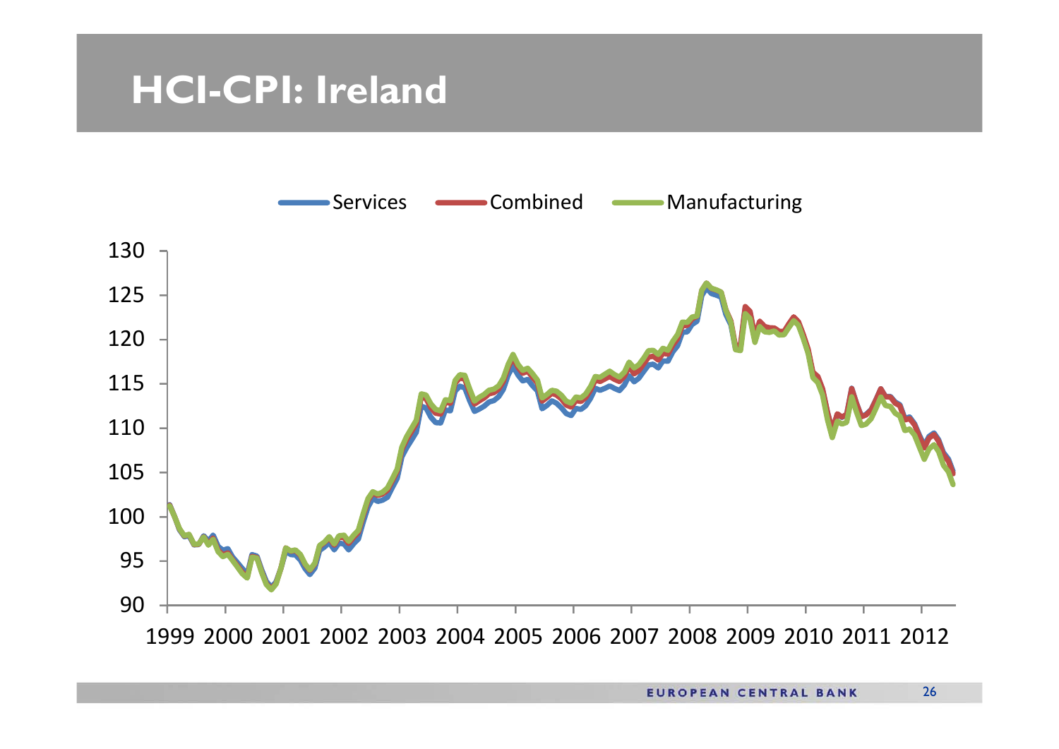# HCI-CPI: Ireland

Services　Combined　Manufacturing

130
125
120
115
110
105
100
95
90

1999 2000 2001 2002 2003 2004 2005 2006 2007 2008 2009 2010 2011 2012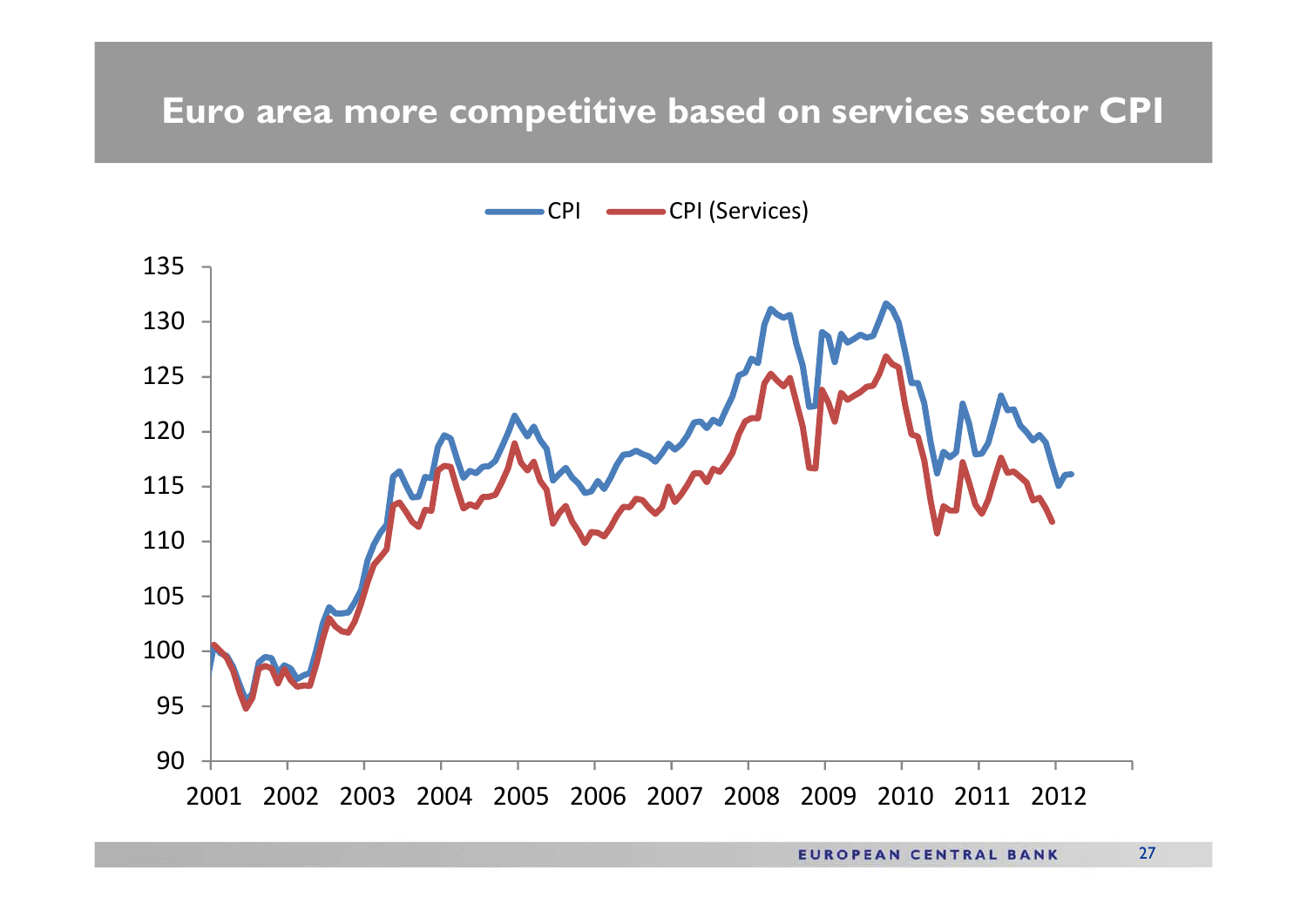# Euro area more competitive based on services sector CPI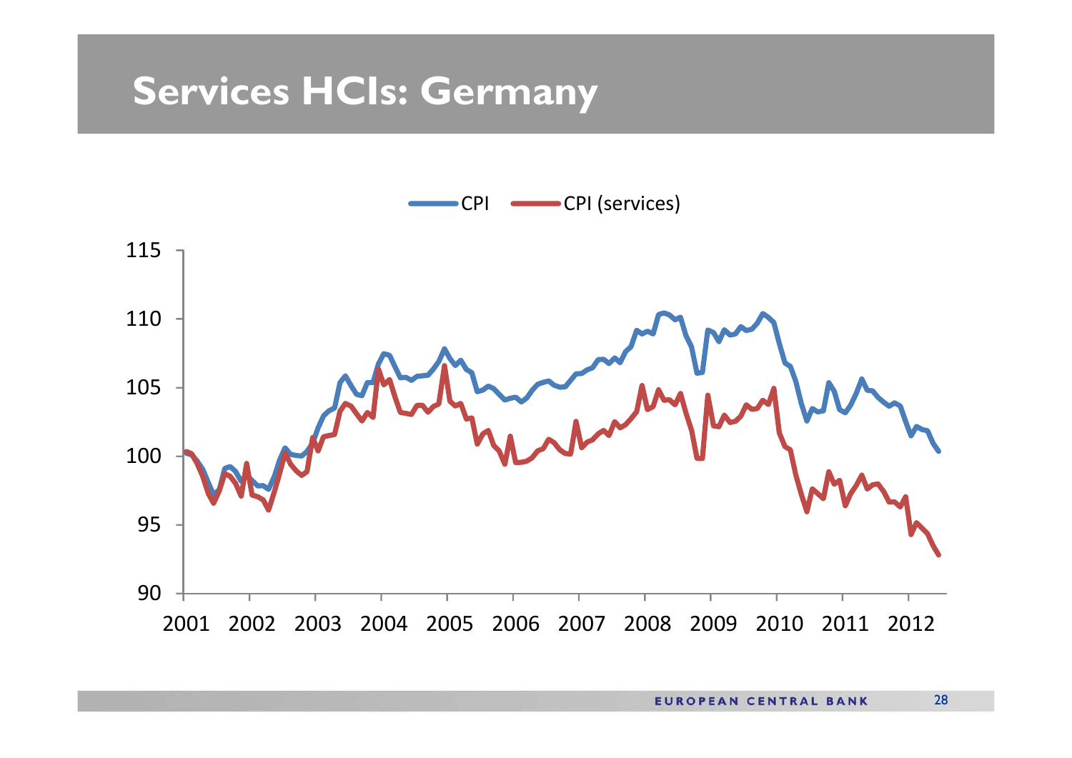# Services HCIs: Germany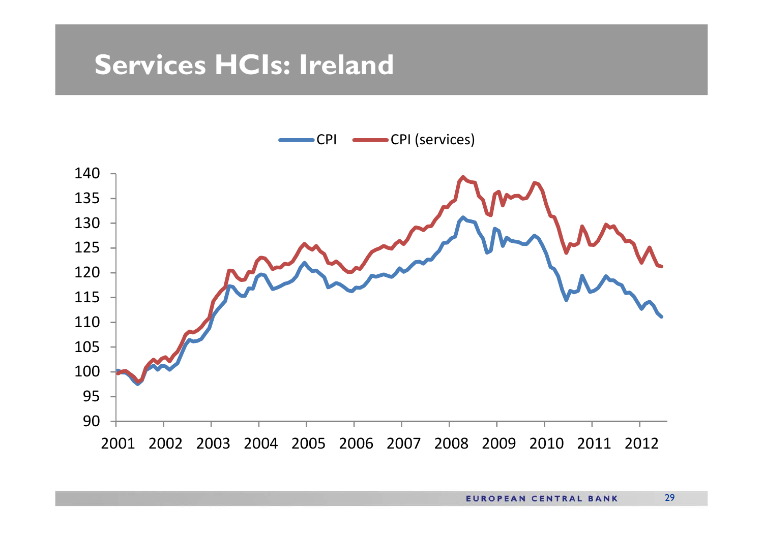# Services HCIs: Ireland

CPI | CPI (services)

140
135
130
125
120
115
110
105
100
95
90

2001 2002 2003 2004 2005 2006 2007 2008 2009 2010 2011 2012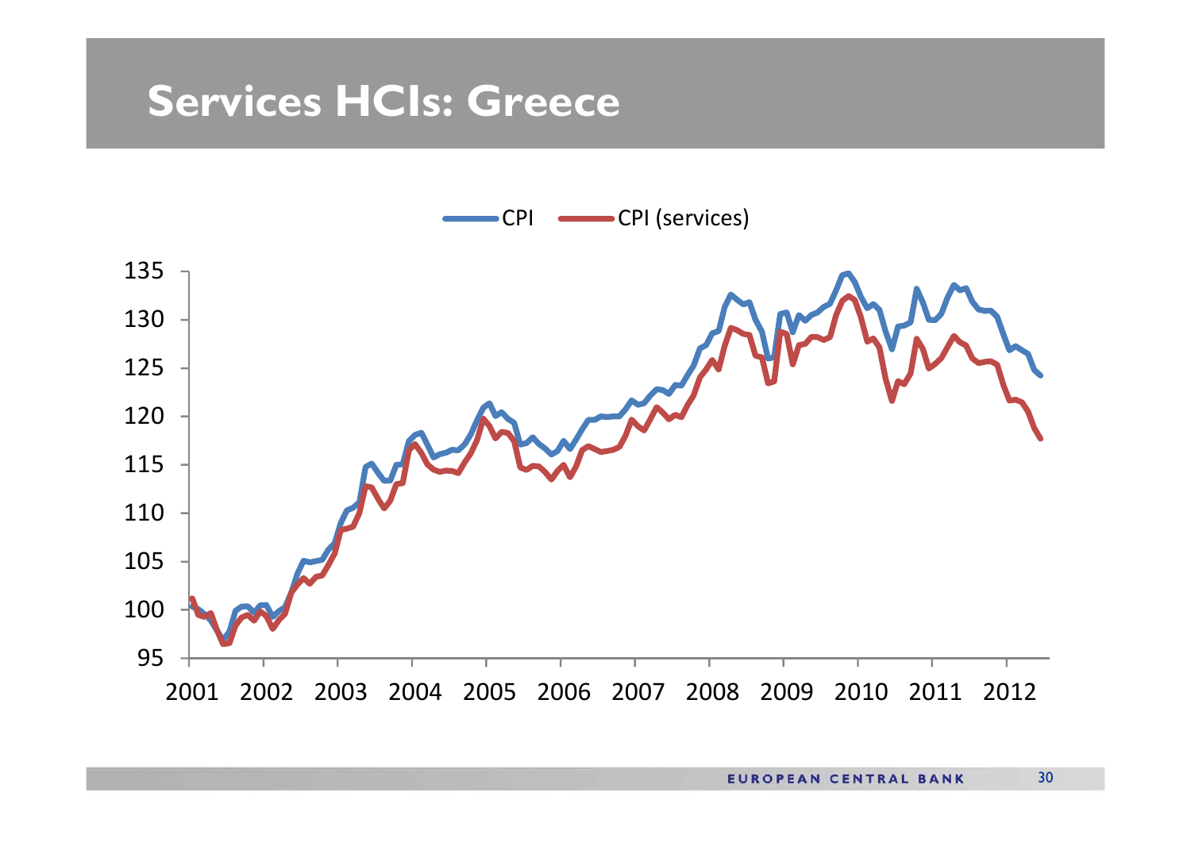# Services HCIs: Greece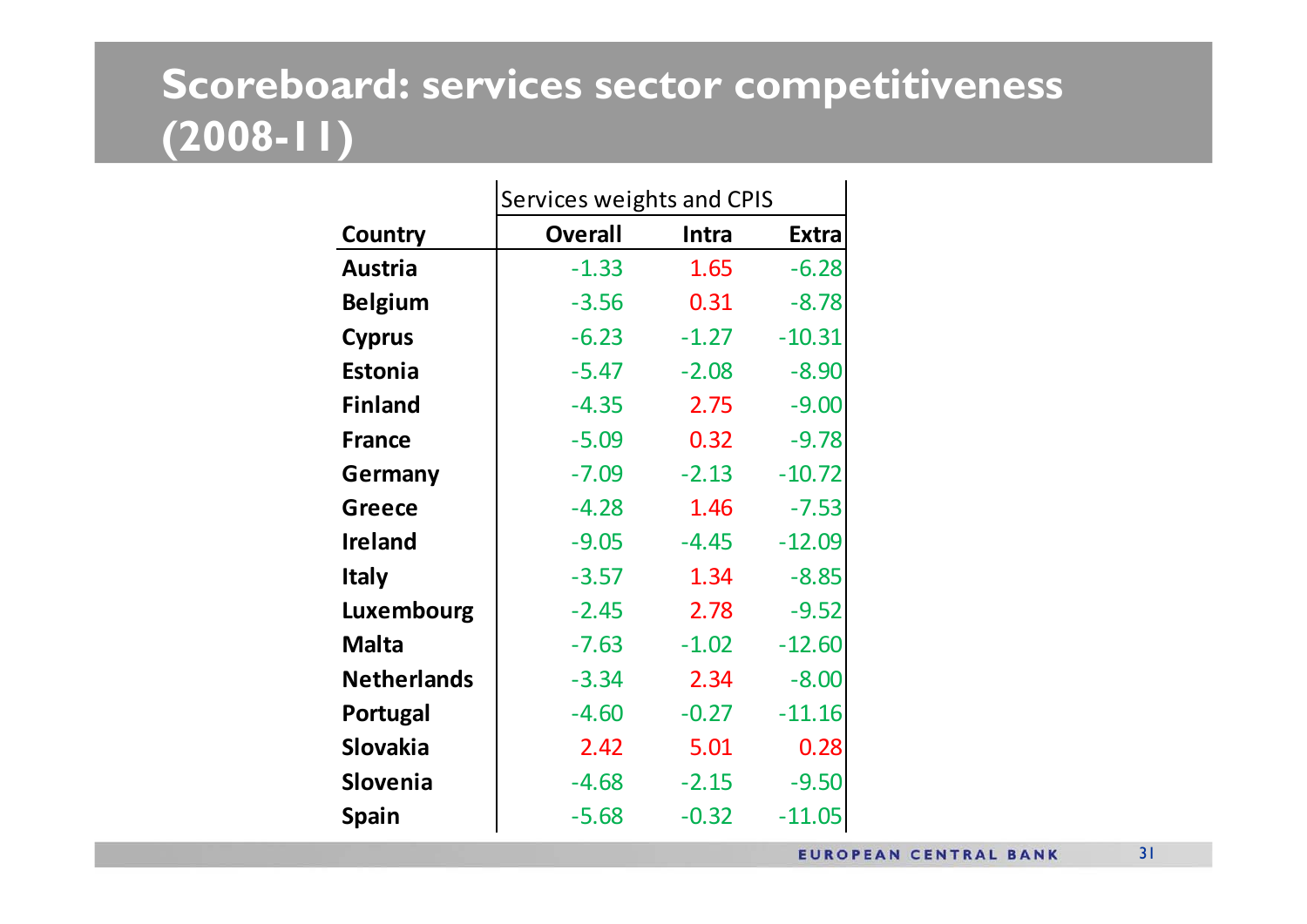# Scoreboard: services sector competitiveness (2008-11)

| | Services weights and CPIS | | |
|---|---|---|---|
| **Country** | **Overall** | **Intra** | **Extra** |
| **Austria** | -1.33 | 1.65 | -6.28 |
| **Belgium** | -3.56 | 0.31 | -8.78 |
| **Cyprus** | -6.23 | -1.27 | -10.31 |
| **Estonia** | -5.47 | -2.08 | -8.90 |
| **Finland** | -4.35 | 2.75 | -9.00 |
| **France** | -5.09 | 0.32 | -9.78 |
| **Germany** | -7.09 | -2.13 | -10.72 |
| **Greece** | -4.28 | 1.46 | -7.53 |
| **Ireland** | -9.05 | -4.45 | -12.09 |
| **Italy** | -3.57 | 1.34 | -8.85 |
| **Luxembourg** | -2.45 | 2.78 | -9.52 |
| **Malta** | -7.63 | -1.02 | -12.60 |
| **Netherlands** | -3.34 | 2.34 | -8.00 |
| **Portugal** | -4.60 | -0.27 | -11.16 |
| **Slovakia** | 2.42 | 5.01 | 0.28 |
| **Slovenia** | -4.68 | -2.15 | -9.50 |
| **Spain** | -5.68 | -0.32 | -11.05 |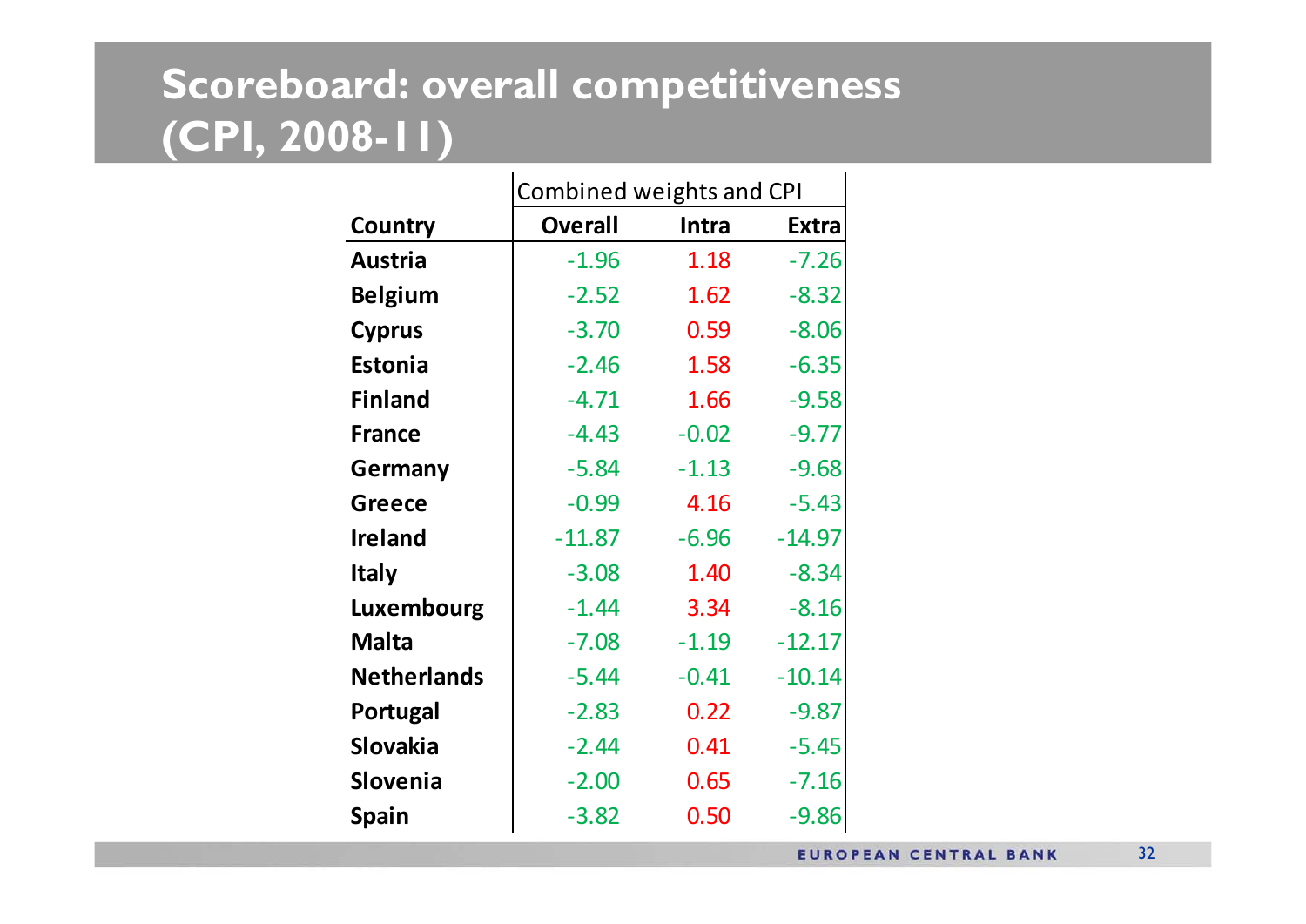# Scoreboard: overall competitiveness (CPI, 2008-11)

| Country | Combined weights and CPI | | |
|---|---|---|---|
| | **Overall** | **Intra** | **Extra** |
| **Austria** | -1.96 | 1.18 | -7.26 |
| **Belgium** | -2.52 | 1.62 | -8.32 |
| **Cyprus** | -3.70 | 0.59 | -8.06 |
| **Estonia** | -2.46 | 1.58 | -6.35 |
| **Finland** | -4.71 | 1.66 | -9.58 |
| **France** | -4.43 | -0.02 | -9.77 |
| **Germany** | -5.84 | -1.13 | -9.68 |
| **Greece** | -0.99 | 4.16 | -5.43 |
| **Ireland** | -11.87 | -6.96 | -14.97 |
| **Italy** | -3.08 | 1.40 | -8.34 |
| **Luxembourg** | -1.44 | 3.34 | -8.16 |
| **Malta** | -7.08 | -1.19 | -12.17 |
| **Netherlands** | -5.44 | -0.41 | -10.14 |
| **Portugal** | -2.83 | 0.22 | -9.87 |
| **Slovakia** | -2.44 | 0.41 | -5.45 |
| **Slovenia** | -2.00 | 0.65 | -7.16 |
| **Spain** | -3.82 | 0.50 | -9.86 |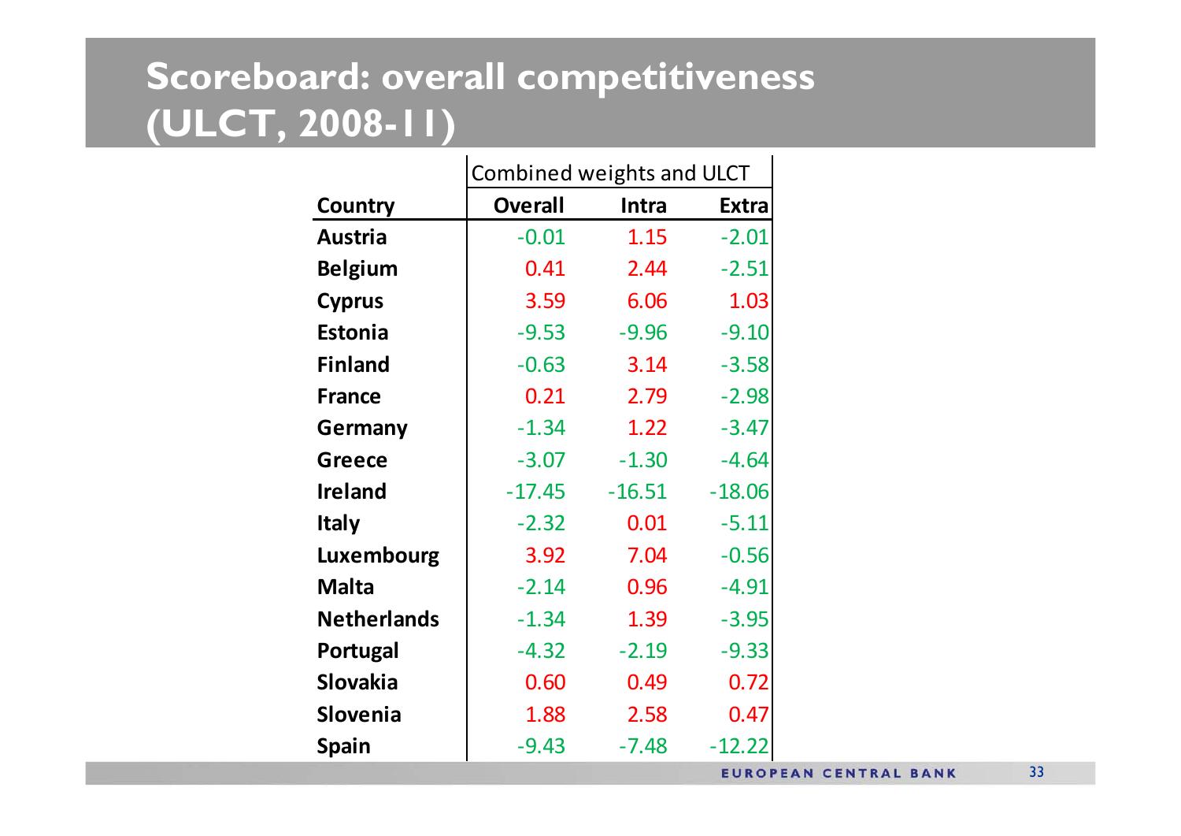# Scoreboard: overall competitiveness (ULCT, 2008-11)

| | Combined weights and ULCT | | |
|---|---|---|---|
| **Country** | **Overall** | **Intra** | **Extra** |
| **Austria** | -0.01 | 1.15 | -2.01 |
| **Belgium** | 0.41 | 2.44 | -2.51 |
| **Cyprus** | 3.59 | 6.06 | 1.03 |
| **Estonia** | -9.53 | -9.96 | -9.10 |
| **Finland** | -0.63 | 3.14 | -3.58 |
| **France** | 0.21 | 2.79 | -2.98 |
| **Germany** | -1.34 | 1.22 | -3.47 |
| **Greece** | -3.07 | -1.30 | -4.64 |
| **Ireland** | -17.45 | -16.51 | -18.06 |
| **Italy** | -2.32 | 0.01 | -5.11 |
| **Luxembourg** | 3.92 | 7.04 | -0.56 |
| **Malta** | -2.14 | 0.96 | -4.91 |
| **Netherlands** | -1.34 | 1.39 | -3.95 |
| **Portugal** | -4.32 | -2.19 | -9.33 |
| **Slovakia** | 0.60 | 0.49 | 0.72 |
| **Slovenia** | 1.88 | 2.58 | 0.47 |
| **Spain** | -9.43 | -7.48 | -12.22 |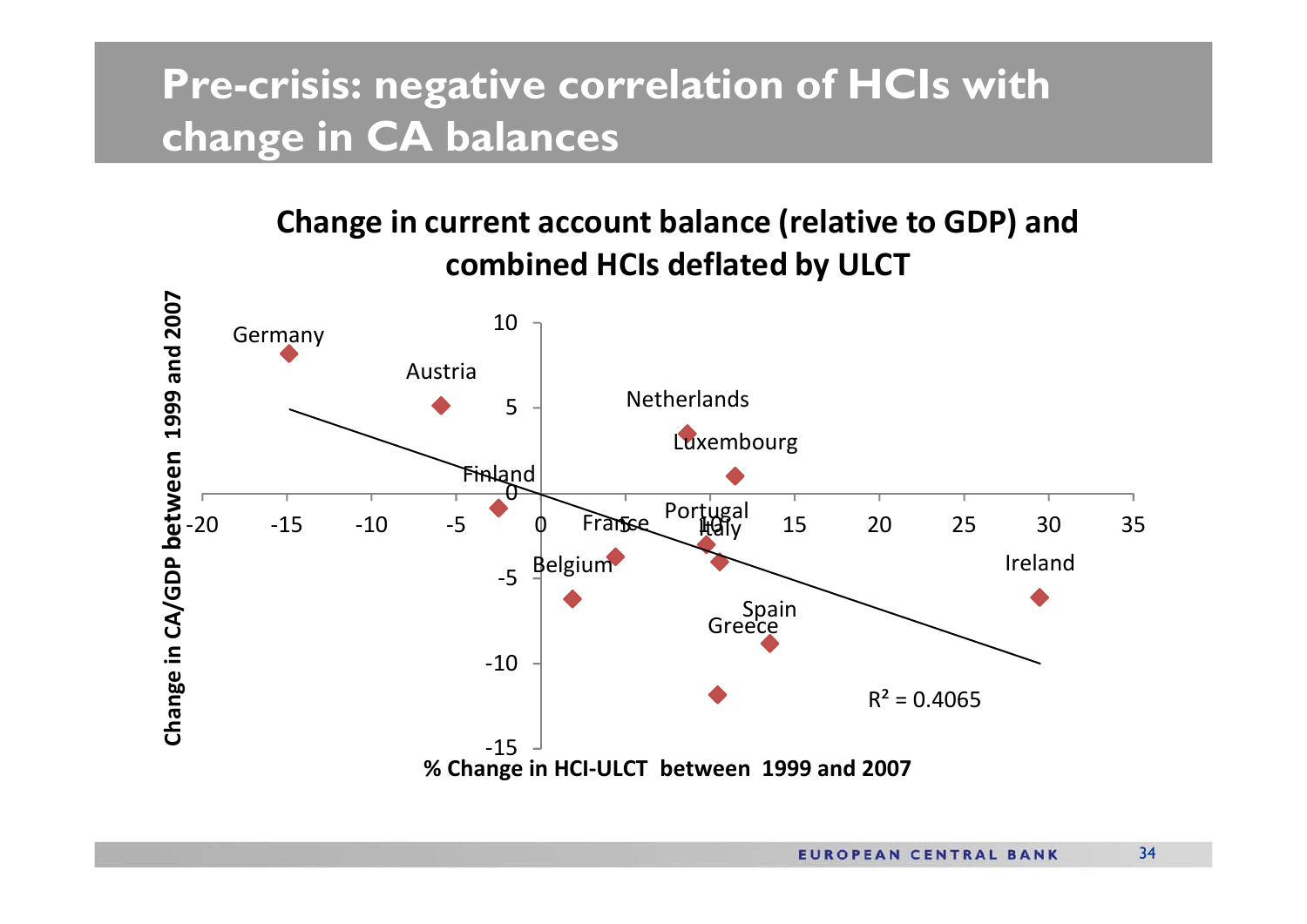# Pre-crisis: negative correlation of HCIs with change in CA balances

**Change in current account balance (relative to GDP) and combined HCIs deflated by ULCT**

Change in CA/GDP between 1999 and 2007

Germany

Austria

Netherlands

Luxembourg

Finland

France

Portugal

Italy

Belgium

Ireland

Spain

Greece

$R^2 = 0.4065$

% Change in HCI-ULCT between 1999 and 2007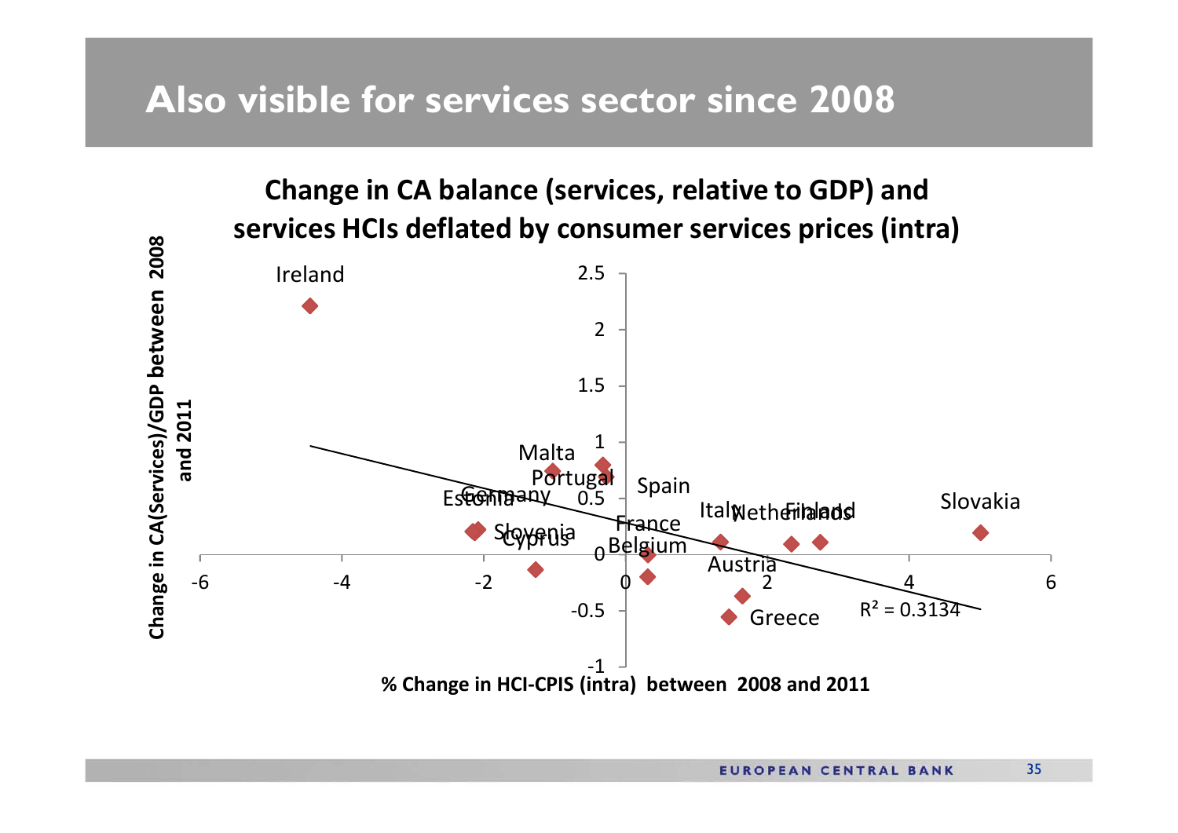# Also visible for services sector since 2008

**Change in CA balance (services, relative to GDP) and services HCIs deflated by consumer services prices (intra)**

Y-axis: **Change in CA(Services)/GDP between 2008 and 2011**

X-axis: **% Change in HCI-CPIS (intra) between 2008 and 2011**

Data labels: Ireland, Malta, Portugal, Spain, Germany, Estonia, Slovenia, Cyprus, France, Belgium, Italy, Netherlands, Finland, Slovakia, Austria, Greece

$R^2 = 0.3134$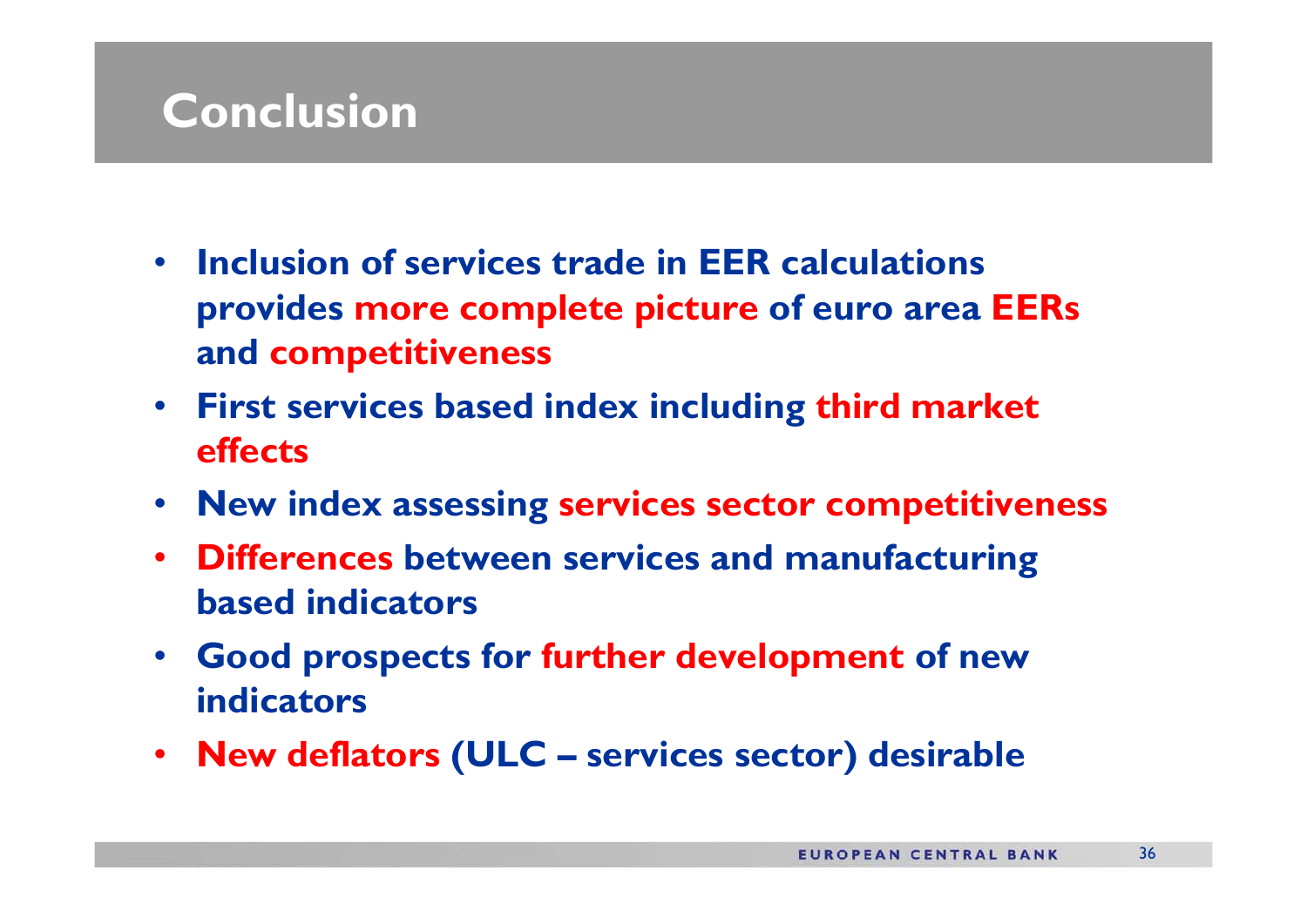# Conclusion

- Inclusion of services trade in EER calculations provides more complete picture of euro area EERs and competitiveness
- First services based index including third market effects
- New index assessing services sector competitiveness
- Differences between services and manufacturing based indicators
- Good prospects for further development of new indicators
- New deflators (ULC – services sector) desirable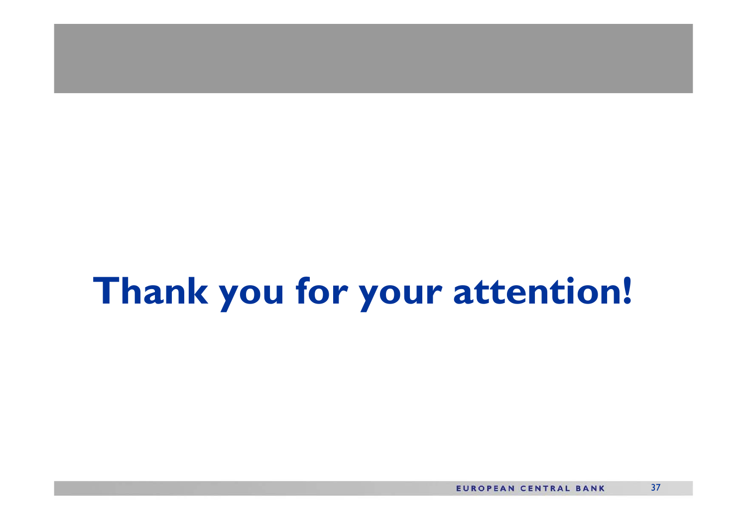# Thank you for your attention!